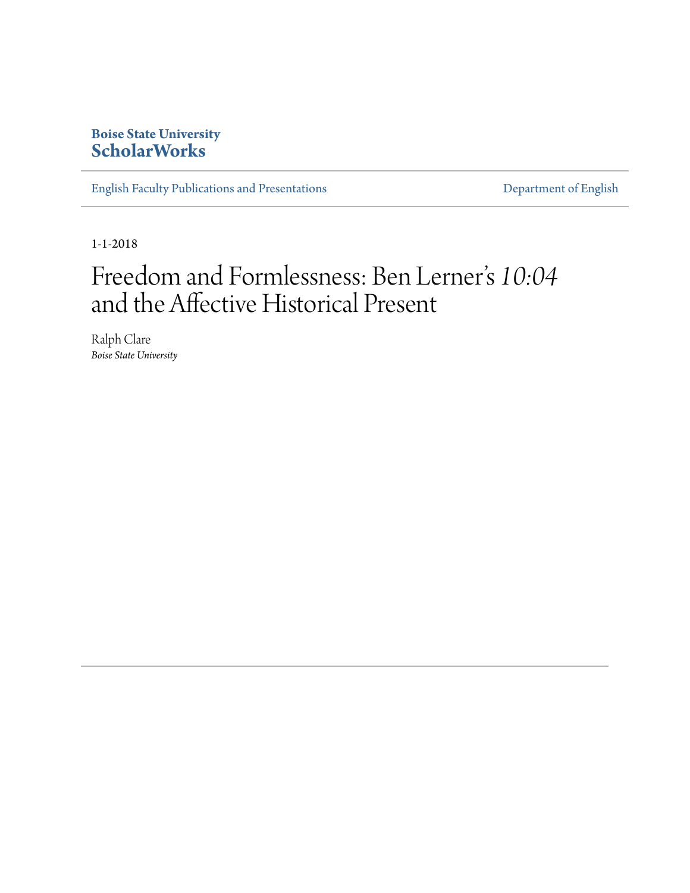Boise State University
**ScholarWorks**

English Faculty Publications and Presentations

Department of English

1-1-2018

# Freedom and Formlessness: Ben Lerner's *10:04* and the Affective Historical Present

Ralph Clare
*Boise State University*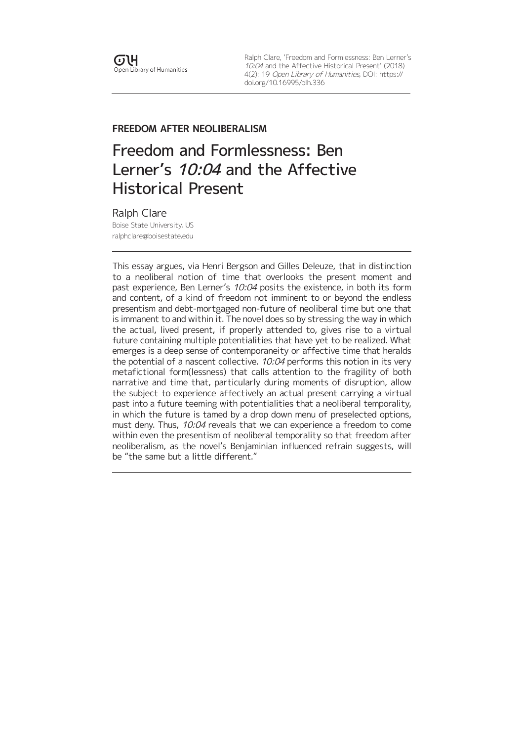**FREEDOM AFTER NEOLIBERALISM**

# Freedom and Formlessness: Ben Lerner's *10:04* and the Affective Historical Present

Ralph Clare
Boise State University, US
ralphclare@boisestate.edu

This essay argues, via Henri Bergson and Gilles Deleuze, that in distinction to a neoliberal notion of time that overlooks the present moment and past experience, Ben Lerner's *10:04* posits the existence, in both its form and content, of a kind of freedom not imminent to or beyond the endless presentism and debt-mortgaged non-future of neoliberal time but one that is immanent to and within it. The novel does so by stressing the way in which the actual, lived present, if properly attended to, gives rise to a virtual future containing multiple potentialities that have yet to be realized. What emerges is a deep sense of contemporaneity or affective time that heralds the potential of a nascent collective. *10:04* performs this notion in its very metafictional form(lessness) that calls attention to the fragility of both narrative and time that, particularly during moments of disruption, allow the subject to experience affectively an actual present carrying a virtual past into a future teeming with potentialities that a neoliberal temporality, in which the future is tamed by a drop down menu of preselected options, must deny. Thus, *10:04* reveals that we can experience a freedom to come within even the presentism of neoliberal temporality so that freedom after neoliberalism, as the novel's Benjaminian influenced refrain suggests, will be "the same but a little different."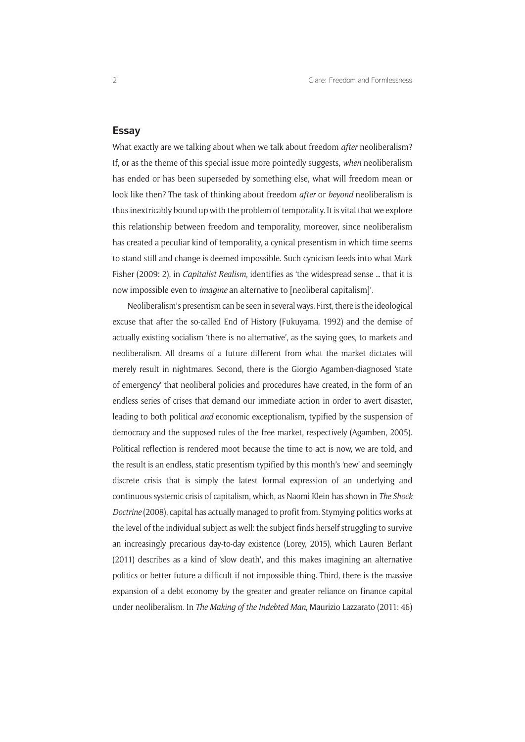## Essay

What exactly are we talking about when we talk about freedom *after* neoliberalism? If, or as the theme of this special issue more pointedly suggests, *when* neoliberalism has ended or has been superseded by something else, what will freedom mean or look like then? The task of thinking about freedom *after* or *beyond* neoliberalism is thus inextricably bound up with the problem of temporality. It is vital that we explore this relationship between freedom and temporality, moreover, since neoliberalism has created a peculiar kind of temporality, a cynical presentism in which time seems to stand still and change is deemed impossible. Such cynicism feeds into what Mark Fisher (2009: 2), in *Capitalist Realism*, identifies as 'the widespread sense … that it is now impossible even to *imagine* an alternative to [neoliberal capitalism]'.

Neoliberalism's presentism can be seen in several ways. First, there is the ideological excuse that after the so-called End of History (Fukuyama, 1992) and the demise of actually existing socialism 'there is no alternative', as the saying goes, to markets and neoliberalism. All dreams of a future different from what the market dictates will merely result in nightmares. Second, there is the Giorgio Agamben-diagnosed 'state of emergency' that neoliberal policies and procedures have created, in the form of an endless series of crises that demand our immediate action in order to avert disaster, leading to both political *and* economic exceptionalism, typified by the suspension of democracy and the supposed rules of the free market, respectively (Agamben, 2005). Political reflection is rendered moot because the time to act is now, we are told, and the result is an endless, static presentism typified by this month's 'new' and seemingly discrete crisis that is simply the latest formal expression of an underlying and continuous systemic crisis of capitalism, which, as Naomi Klein has shown in *The Shock Doctrine* (2008), capital has actually managed to profit from. Stymying politics works at the level of the individual subject as well: the subject finds herself struggling to survive an increasingly precarious day-to-day existence (Lorey, 2015), which Lauren Berlant (2011) describes as a kind of 'slow death', and this makes imagining an alternative politics or better future a difficult if not impossible thing. Third, there is the massive expansion of a debt economy by the greater and greater reliance on finance capital under neoliberalism. In *The Making of the Indebted Man*, Maurizio Lazzarato (2011: 46)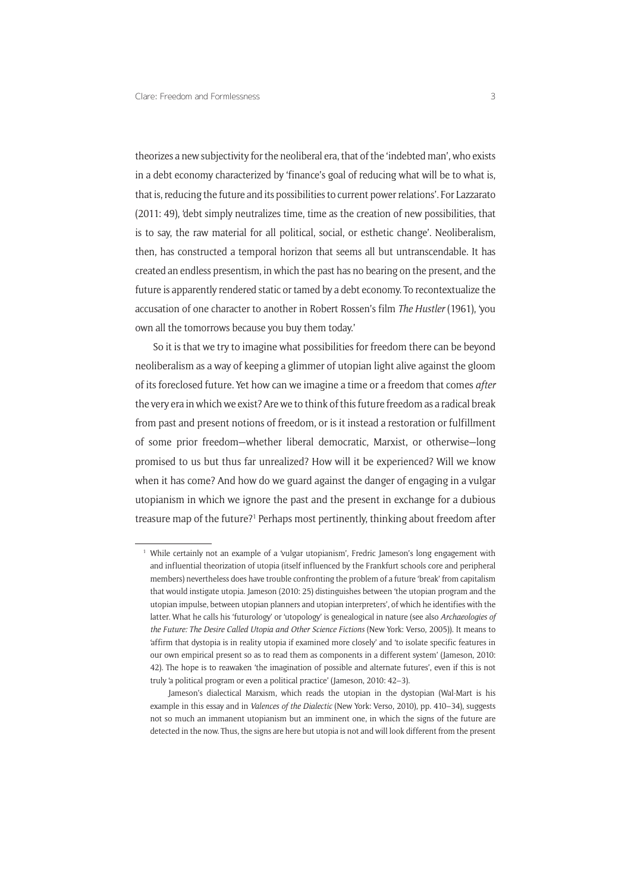theorizes a new subjectivity for the neoliberal era, that of the 'indebted man', who exists in a debt economy characterized by 'finance's goal of reducing what will be to what is, that is, reducing the future and its possibilities to current power relations'. For Lazzarato (2011: 49), 'debt simply neutralizes time, time as the creation of new possibilities, that is to say, the raw material for all political, social, or esthetic change'. Neoliberalism, then, has constructed a temporal horizon that seems all but untranscendable. It has created an endless presentism, in which the past has no bearing on the present, and the future is apparently rendered static or tamed by a debt economy. To recontextualize the accusation of one character to another in Robert Rossen's film *The Hustler* (1961), 'you own all the tomorrows because you buy them today.'

So it is that we try to imagine what possibilities for freedom there can be beyond neoliberalism as a way of keeping a glimmer of utopian light alive against the gloom of its foreclosed future. Yet how can we imagine a time or a freedom that comes *after* the very era in which we exist? Are we to think of this future freedom as a radical break from past and present notions of freedom, or is it instead a restoration or fulfillment of some prior freedom—whether liberal democratic, Marxist, or otherwise—long promised to us but thus far unrealized? How will it be experienced? Will we know when it has come? And how do we guard against the danger of engaging in a vulgar utopianism in which we ignore the past and the present in exchange for a dubious treasure map of the future?[1] Perhaps most pertinently, thinking about freedom after

[1] While certainly not an example of a 'vulgar utopianism', Fredric Jameson's long engagement with and influential theorization of utopia (itself influenced by the Frankfurt schools core and peripheral members) nevertheless does have trouble confronting the problem of a future 'break' from capitalism that would instigate utopia. Jameson (2010: 25) distinguishes between 'the utopian program and the utopian impulse, between utopian planners and utopian interpreters', of which he identifies with the latter. What he calls his 'futurology' or 'utopology' is genealogical in nature (see also *Archaeologies of the Future: The Desire Called Utopia and Other Science Fictions* (New York: Verso, 2005)). It means to 'affirm that dystopia is in reality utopia if examined more closely' and 'to isolate specific features in our own empirical present so as to read them as components in a different system' (Jameson, 2010: 42). The hope is to reawaken 'the imagination of possible and alternate futures', even if this is not truly 'a political program or even a political practice' (Jameson, 2010: 42–3).

Jameson's dialectical Marxism, which reads the utopian in the dystopian (Wal-Mart is his example in this essay and in *Valences of the Dialectic* (New York: Verso, 2010), pp. 410–34), suggests not so much an immanent utopianism but an imminent one, in which the signs of the future are detected in the now. Thus, the signs are here but utopia is not and will look different from the present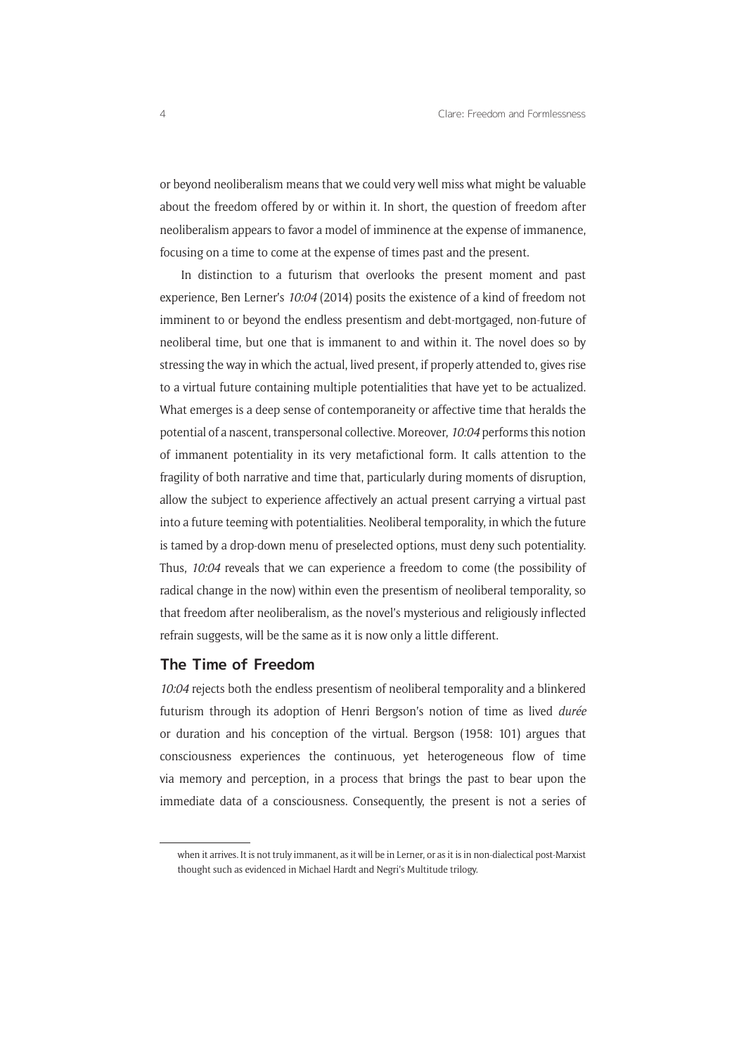or beyond neoliberalism means that we could very well miss what might be valuable about the freedom offered by or within it. In short, the question of freedom after neoliberalism appears to favor a model of imminence at the expense of immanence, focusing on a time to come at the expense of times past and the present.

In distinction to a futurism that overlooks the present moment and past experience, Ben Lerner's *10:04* (2014) posits the existence of a kind of freedom not imminent to or beyond the endless presentism and debt-mortgaged, non-future of neoliberal time, but one that is immanent to and within it. The novel does so by stressing the way in which the actual, lived present, if properly attended to, gives rise to a virtual future containing multiple potentialities that have yet to be actualized. What emerges is a deep sense of contemporaneity or affective time that heralds the potential of a nascent, transpersonal collective. Moreover, *10:04* performs this notion of immanent potentiality in its very metafictional form. It calls attention to the fragility of both narrative and time that, particularly during moments of disruption, allow the subject to experience affectively an actual present carrying a virtual past into a future teeming with potentialities. Neoliberal temporality, in which the future is tamed by a drop-down menu of preselected options, must deny such potentiality. Thus, *10:04* reveals that we can experience a freedom to come (the possibility of radical change in the now) within even the presentism of neoliberal temporality, so that freedom after neoliberalism, as the novel's mysterious and religiously inflected refrain suggests, will be the same as it is now only a little different.

## The Time of Freedom

*10:04* rejects both the endless presentism of neoliberal temporality and a blinkered futurism through its adoption of Henri Bergson's notion of time as lived *durée* or duration and his conception of the virtual. Bergson (1958: 101) argues that consciousness experiences the continuous, yet heterogeneous flow of time via memory and perception, in a process that brings the past to bear upon the immediate data of a consciousness. Consequently, the present is not a series of

---

when it arrives. It is not truly immanent, as it will be in Lerner, or as it is in non-dialectical post-Marxist thought such as evidenced in Michael Hardt and Negri's Multitude trilogy.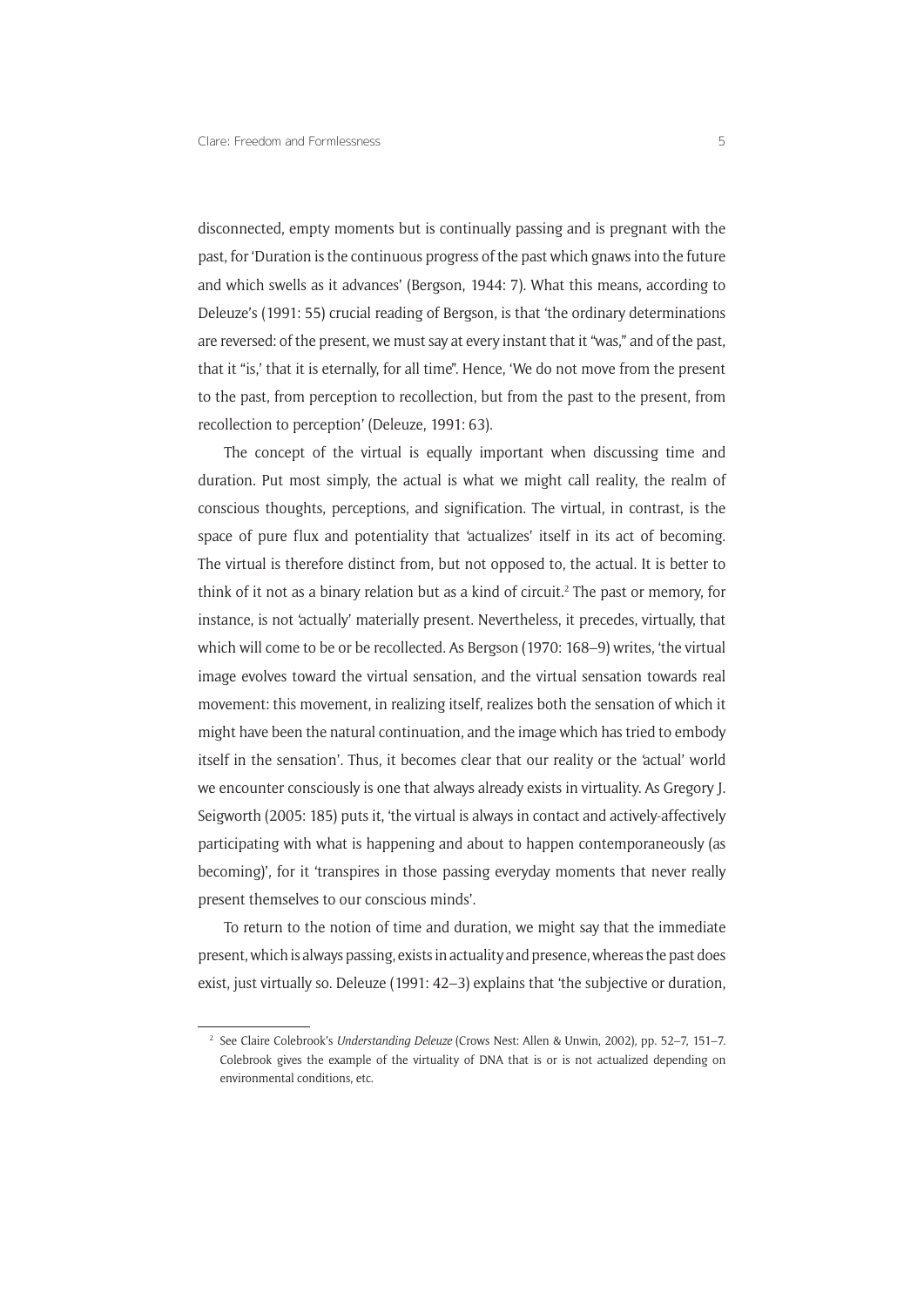disconnected, empty moments but is continually passing and is pregnant with the past, for 'Duration is the continuous progress of the past which gnaws into the future and which swells as it advances' (Bergson, 1944: 7). What this means, according to Deleuze's (1991: 55) crucial reading of Bergson, is that 'the ordinary determinations are reversed: of the present, we must say at every instant that it "was," and of the past, that it "is,' that it is eternally, for all time". Hence, 'We do not move from the present to the past, from perception to recollection, but from the past to the present, from recollection to perception' (Deleuze, 1991: 63).

The concept of the virtual is equally important when discussing time and duration. Put most simply, the actual is what we might call reality, the realm of conscious thoughts, perceptions, and signification. The virtual, in contrast, is the space of pure flux and potentiality that 'actualizes' itself in its act of becoming. The virtual is therefore distinct from, but not opposed to, the actual. It is better to think of it not as a binary relation but as a kind of circuit.[2] The past or memory, for instance, is not 'actually' materially present. Nevertheless, it precedes, virtually, that which will come to be or be recollected. As Bergson (1970: 168–9) writes, 'the virtual image evolves toward the virtual sensation, and the virtual sensation towards real movement: this movement, in realizing itself, realizes both the sensation of which it might have been the natural continuation, and the image which has tried to embody itself in the sensation'. Thus, it becomes clear that our reality or the 'actual' world we encounter consciously is one that always already exists in virtuality. As Gregory J. Seigworth (2005: 185) puts it, 'the virtual is always in contact and actively-affectively participating with what is happening and about to happen contemporaneously (as becoming)', for it 'transpires in those passing everyday moments that never really present themselves to our conscious minds'.

To return to the notion of time and duration, we might say that the immediate present, which is always passing, exists in actuality and presence, whereas the past does exist, just virtually so. Deleuze (1991: 42–3) explains that 'the subjective or duration,

[2] See Claire Colebrook's *Understanding Deleuze* (Crows Nest: Allen & Unwin, 2002), pp. 52–7, 151–7. Colebrook gives the example of the virtuality of DNA that is or is not actualized depending on environmental conditions, etc.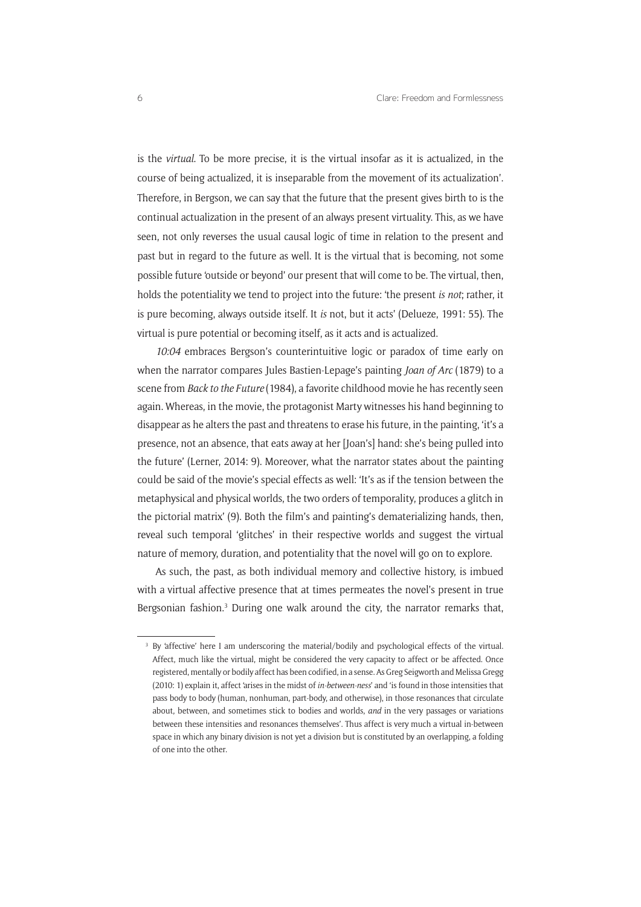is the *virtual*. To be more precise, it is the virtual insofar as it is actualized, in the course of being actualized, it is inseparable from the movement of its actualization'. Therefore, in Bergson, we can say that the future that the present gives birth to is the continual actualization in the present of an always present virtuality. This, as we have seen, not only reverses the usual causal logic of time in relation to the present and past but in regard to the future as well. It is the virtual that is becoming, not some possible future 'outside or beyond' our present that will come to be. The virtual, then, holds the potentiality we tend to project into the future: 'the present *is not*; rather, it is pure becoming, always outside itself. It *is* not, but it acts' (Delueze, 1991: 55). The virtual is pure potential or becoming itself, as it acts and is actualized.

*10:04* embraces Bergson's counterintuitive logic or paradox of time early on when the narrator compares Jules Bastien-Lepage's painting *Joan of Arc* (1879) to a scene from *Back to the Future* (1984), a favorite childhood movie he has recently seen again. Whereas, in the movie, the protagonist Marty witnesses his hand beginning to disappear as he alters the past and threatens to erase his future, in the painting, 'it's a presence, not an absence, that eats away at her [Joan's] hand: she's being pulled into the future' (Lerner, 2014: 9). Moreover, what the narrator states about the painting could be said of the movie's special effects as well: 'It's as if the tension between the metaphysical and physical worlds, the two orders of temporality, produces a glitch in the pictorial matrix' (9). Both the film's and painting's dematerializing hands, then, reveal such temporal 'glitches' in their respective worlds and suggest the virtual nature of memory, duration, and potentiality that the novel will go on to explore.

As such, the past, as both individual memory and collective history, is imbued with a virtual affective presence that at times permeates the novel's present in true Bergsonian fashion.[3] During one walk around the city, the narrator remarks that,

---

[3] By 'affective' here I am underscoring the material/bodily and psychological effects of the virtual. Affect, much like the virtual, might be considered the very capacity to affect or be affected. Once registered, mentally or bodily affect has been codified, in a sense. As Greg Seigworth and Melissa Gregg (2010: 1) explain it, affect 'arises in the midst of *in-between-ness*' and 'is found in those intensities that pass body to body (human, nonhuman, part-body, and otherwise), in those resonances that circulate about, between, and sometimes stick to bodies and worlds, *and* in the very passages or variations between these intensities and resonances themselves'. Thus affect is very much a virtual in-between space in which any binary division is not yet a division but is constituted by an overlapping, a folding of one into the other.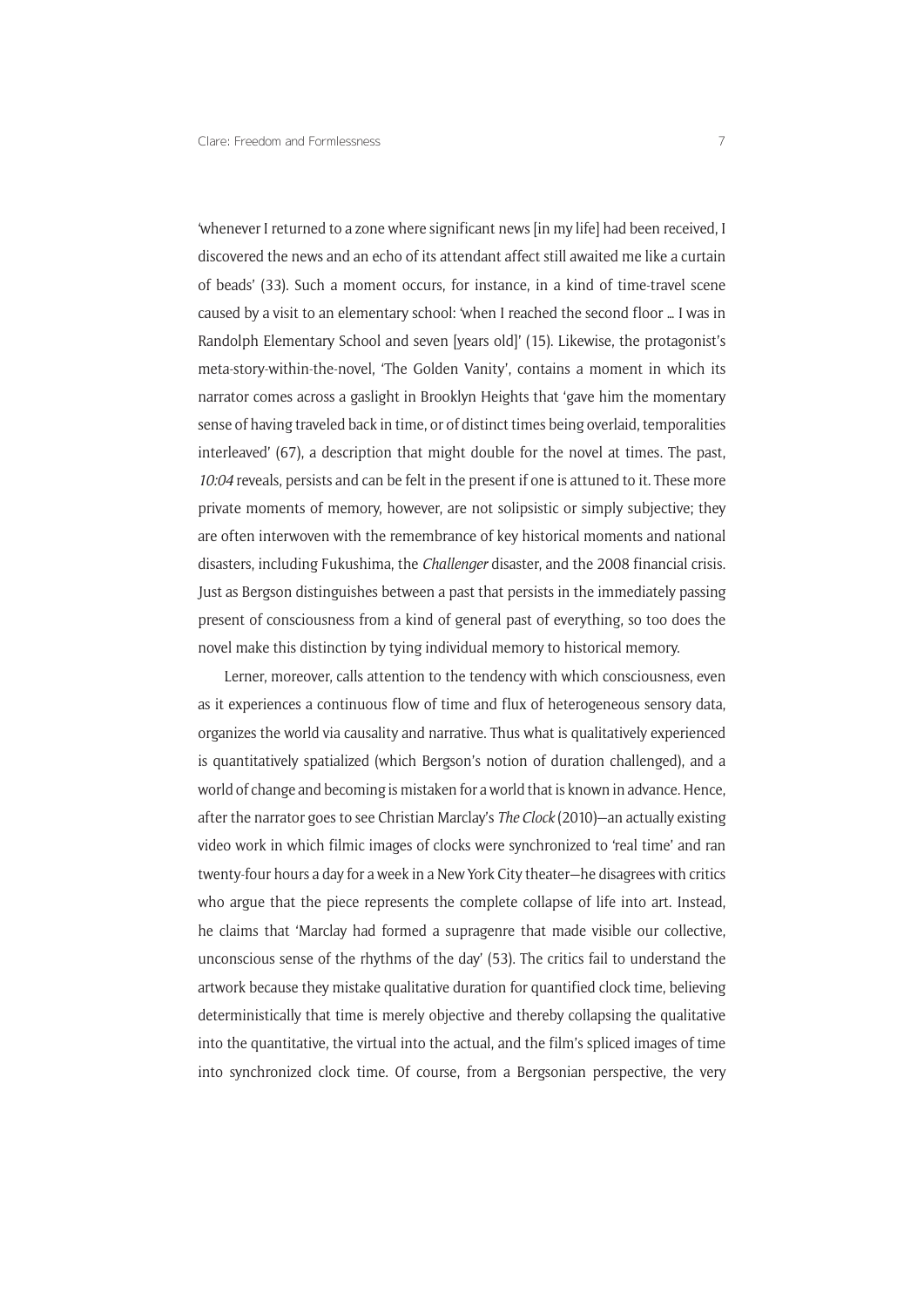'whenever I returned to a zone where significant news [in my life] had been received, I discovered the news and an echo of its attendant affect still awaited me like a curtain of beads' (33). Such a moment occurs, for instance, in a kind of time-travel scene caused by a visit to an elementary school: 'when I reached the second floor … I was in Randolph Elementary School and seven [years old]' (15). Likewise, the protagonist's meta-story-within-the-novel, 'The Golden Vanity', contains a moment in which its narrator comes across a gaslight in Brooklyn Heights that 'gave him the momentary sense of having traveled back in time, or of distinct times being overlaid, temporalities interleaved' (67), a description that might double for the novel at times. The past, *10:04* reveals, persists and can be felt in the present if one is attuned to it. These more private moments of memory, however, are not solipsistic or simply subjective; they are often interwoven with the remembrance of key historical moments and national disasters, including Fukushima, the *Challenger* disaster, and the 2008 financial crisis. Just as Bergson distinguishes between a past that persists in the immediately passing present of consciousness from a kind of general past of everything, so too does the novel make this distinction by tying individual memory to historical memory.

Lerner, moreover, calls attention to the tendency with which consciousness, even as it experiences a continuous flow of time and flux of heterogeneous sensory data, organizes the world via causality and narrative. Thus what is qualitatively experienced is quantitatively spatialized (which Bergson's notion of duration challenged), and a world of change and becoming is mistaken for a world that is known in advance. Hence, after the narrator goes to see Christian Marclay's *The Clock* (2010)—an actually existing video work in which filmic images of clocks were synchronized to 'real time' and ran twenty-four hours a day for a week in a New York City theater—he disagrees with critics who argue that the piece represents the complete collapse of life into art. Instead, he claims that 'Marclay had formed a supragenre that made visible our collective, unconscious sense of the rhythms of the day' (53). The critics fail to understand the artwork because they mistake qualitative duration for quantified clock time, believing deterministically that time is merely objective and thereby collapsing the qualitative into the quantitative, the virtual into the actual, and the film's spliced images of time into synchronized clock time. Of course, from a Bergsonian perspective, the very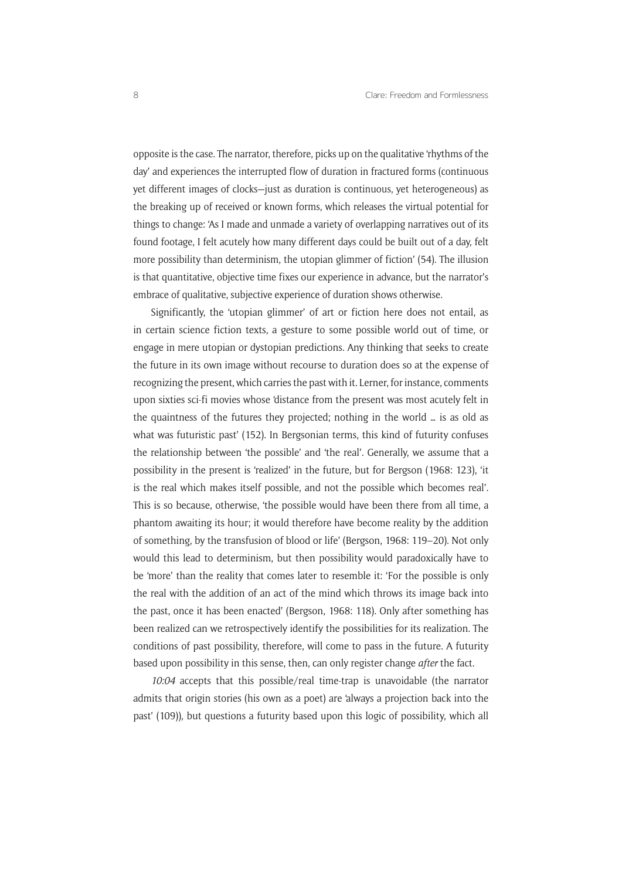opposite is the case. The narrator, therefore, picks up on the qualitative 'rhythms of the day' and experiences the interrupted flow of duration in fractured forms (continuous yet different images of clocks—just as duration is continuous, yet heterogeneous) as the breaking up of received or known forms, which releases the virtual potential for things to change: 'As I made and unmade a variety of overlapping narratives out of its found footage, I felt acutely how many different days could be built out of a day, felt more possibility than determinism, the utopian glimmer of fiction' (54). The illusion is that quantitative, objective time fixes our experience in advance, but the narrator's embrace of qualitative, subjective experience of duration shows otherwise.

Significantly, the 'utopian glimmer' of art or fiction here does not entail, as in certain science fiction texts, a gesture to some possible world out of time, or engage in mere utopian or dystopian predictions. Any thinking that seeks to create the future in its own image without recourse to duration does so at the expense of recognizing the present, which carries the past with it. Lerner, for instance, comments upon sixties sci-fi movies whose 'distance from the present was most acutely felt in the quaintness of the futures they projected; nothing in the world … is as old as what was futuristic past' (152). In Bergsonian terms, this kind of futurity confuses the relationship between 'the possible' and 'the real'. Generally, we assume that a possibility in the present is 'realized' in the future, but for Bergson (1968: 123), 'it is the real which makes itself possible, and not the possible which becomes real'. This is so because, otherwise, 'the possible would have been there from all time, a phantom awaiting its hour; it would therefore have become reality by the addition of something, by the transfusion of blood or life' (Bergson, 1968: 119–20). Not only would this lead to determinism, but then possibility would paradoxically have to be 'more' than the reality that comes later to resemble it: 'For the possible is only the real with the addition of an act of the mind which throws its image back into the past, once it has been enacted' (Bergson, 1968: 118). Only after something has been realized can we retrospectively identify the possibilities for its realization. The conditions of past possibility, therefore, will come to pass in the future. A futurity based upon possibility in this sense, then, can only register change *after* the fact.

*10:04* accepts that this possible/real time-trap is unavoidable (the narrator admits that origin stories (his own as a poet) are 'always a projection back into the past' (109)), but questions a futurity based upon this logic of possibility, which all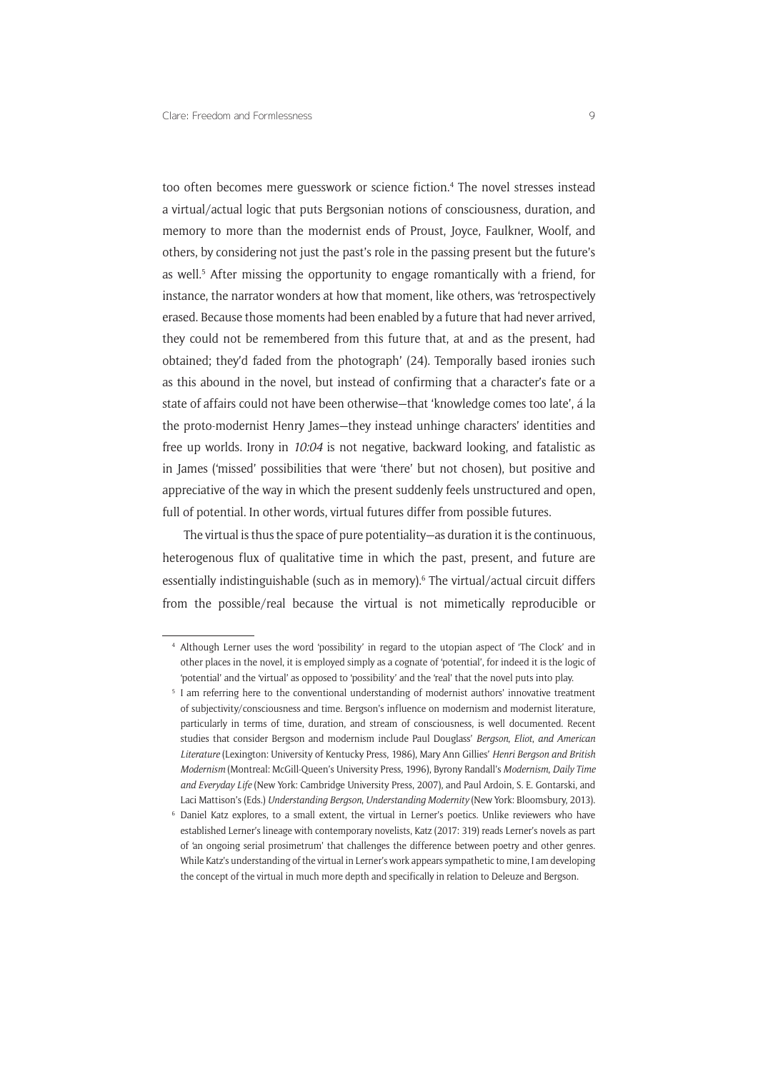too often becomes mere guesswork or science fiction.[4] The novel stresses instead a virtual/actual logic that puts Bergsonian notions of consciousness, duration, and memory to more than the modernist ends of Proust, Joyce, Faulkner, Woolf, and others, by considering not just the past's role in the passing present but the future's as well.[5] After missing the opportunity to engage romantically with a friend, for instance, the narrator wonders at how that moment, like others, was 'retrospectively erased. Because those moments had been enabled by a future that had never arrived, they could not be remembered from this future that, at and as the present, had obtained; they'd faded from the photograph' (24). Temporally based ironies such as this abound in the novel, but instead of confirming that a character's fate or a state of affairs could not have been otherwise—that 'knowledge comes too late', á la the proto-modernist Henry James—they instead unhinge characters' identities and free up worlds. Irony in *10:04* is not negative, backward looking, and fatalistic as in James ('missed' possibilities that were 'there' but not chosen), but positive and appreciative of the way in which the present suddenly feels unstructured and open, full of potential. In other words, virtual futures differ from possible futures.

The virtual is thus the space of pure potentiality—as duration it is the continuous, heterogenous flux of qualitative time in which the past, present, and future are essentially indistinguishable (such as in memory).[6] The virtual/actual circuit differs from the possible/real because the virtual is not mimetically reproducible or

---

[4] Although Lerner uses the word 'possibility' in regard to the utopian aspect of 'The Clock' and in other places in the novel, it is employed simply as a cognate of 'potential', for indeed it is the logic of 'potential' and the 'virtual' as opposed to 'possibility' and the 'real' that the novel puts into play.

[5] I am referring here to the conventional understanding of modernist authors' innovative treatment of subjectivity/consciousness and time. Bergson's influence on modernism and modernist literature, particularly in terms of time, duration, and stream of consciousness, is well documented. Recent studies that consider Bergson and modernism include Paul Douglass' *Bergson, Eliot, and American Literature* (Lexington: University of Kentucky Press, 1986), Mary Ann Gillies' *Henri Bergson and British Modernism* (Montreal: McGill-Queen's University Press, 1996), Byrony Randall's *Modernism, Daily Time and Everyday Life* (New York: Cambridge University Press, 2007), and Paul Ardoin, S. E. Gontarski, and Laci Mattison's (Eds.) *Understanding Bergson, Understanding Modernity* (New York: Bloomsbury, 2013).

[6] Daniel Katz explores, to a small extent, the virtual in Lerner's poetics. Unlike reviewers who have established Lerner's lineage with contemporary novelists, Katz (2017: 319) reads Lerner's novels as part of 'an ongoing serial prosimetrum' that challenges the difference between poetry and other genres. While Katz's understanding of the virtual in Lerner's work appears sympathetic to mine, I am developing the concept of the virtual in much more depth and specifically in relation to Deleuze and Bergson.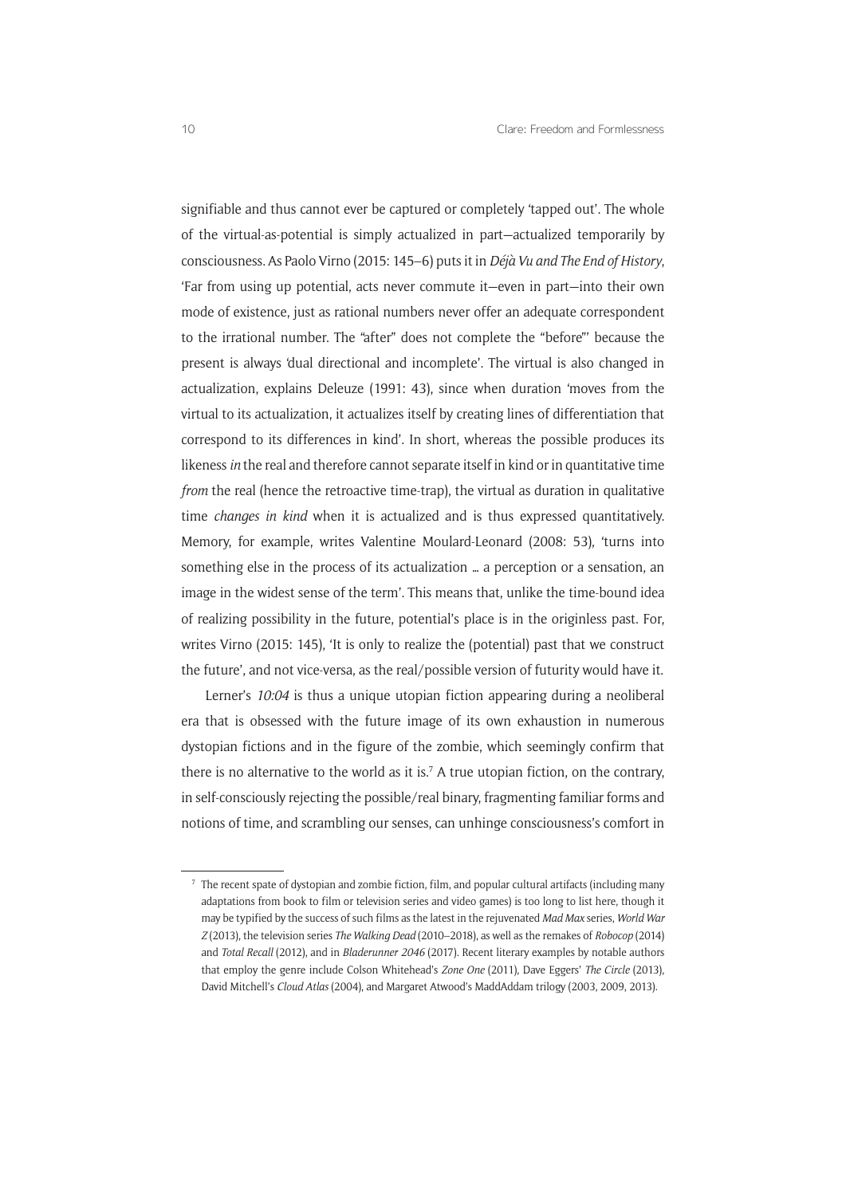signifiable and thus cannot ever be captured or completely 'tapped out'. The whole of the virtual-as-potential is simply actualized in part—actualized temporarily by consciousness. As Paolo Virno (2015: 145–6) puts it in *Déjà Vu and The End of History*, 'Far from using up potential, acts never commute it—even in part—into their own mode of existence, just as rational numbers never offer an adequate correspondent to the irrational number. The "after" does not complete the "before"' because the present is always 'dual directional and incomplete'. The virtual is also changed in actualization, explains Deleuze (1991: 43), since when duration 'moves from the virtual to its actualization, it actualizes itself by creating lines of differentiation that correspond to its differences in kind'. In short, whereas the possible produces its likeness *in* the real and therefore cannot separate itself in kind or in quantitative time *from* the real (hence the retroactive time-trap), the virtual as duration in qualitative time *changes in kind* when it is actualized and is thus expressed quantitatively. Memory, for example, writes Valentine Moulard-Leonard (2008: 53), 'turns into something else in the process of its actualization … a perception or a sensation, an image in the widest sense of the term'. This means that, unlike the time-bound idea of realizing possibility in the future, potential's place is in the originless past. For, writes Virno (2015: 145), 'It is only to realize the (potential) past that we construct the future', and not vice-versa, as the real/possible version of futurity would have it.

Lerner's *10:04* is thus a unique utopian fiction appearing during a neoliberal era that is obsessed with the future image of its own exhaustion in numerous dystopian fictions and in the figure of the zombie, which seemingly confirm that there is no alternative to the world as it is.[7] A true utopian fiction, on the contrary, in self-consciously rejecting the possible/real binary, fragmenting familiar forms and notions of time, and scrambling our senses, can unhinge consciousness's comfort in

---

[7] The recent spate of dystopian and zombie fiction, film, and popular cultural artifacts (including many adaptations from book to film or television series and video games) is too long to list here, though it may be typified by the success of such films as the latest in the rejuvenated *Mad Max* series, *World War Z* (2013), the television series *The Walking Dead* (2010–2018), as well as the remakes of *Robocop* (2014) and *Total Recall* (2012), and in *Bladerunner 2046* (2017). Recent literary examples by notable authors that employ the genre include Colson Whitehead's *Zone One* (2011), Dave Eggers' *The Circle* (2013), David Mitchell's *Cloud Atlas* (2004), and Margaret Atwood's MaddAddam trilogy (2003, 2009, 2013).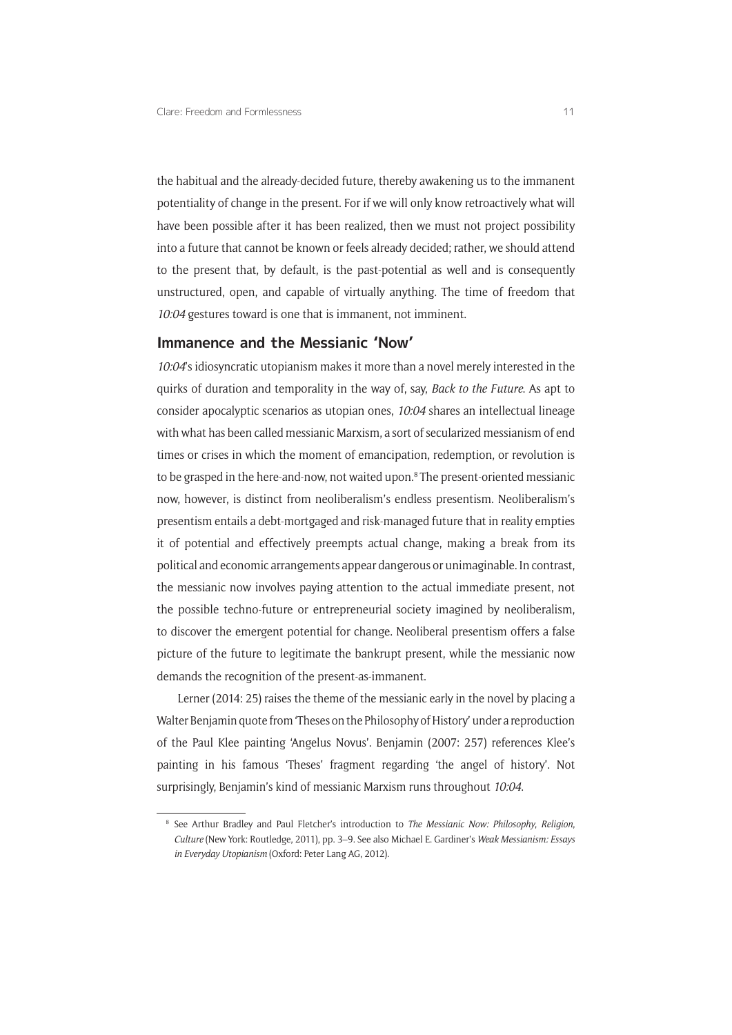the habitual and the already-decided future, thereby awakening us to the immanent potentiality of change in the present. For if we will only know retroactively what will have been possible after it has been realized, then we must not project possibility into a future that cannot be known or feels already decided; rather, we should attend to the present that, by default, is the past-potential as well and is consequently unstructured, open, and capable of virtually anything. The time of freedom that *10:04* gestures toward is one that is immanent, not imminent.

## Immanence and the Messianic 'Now'

*10:04*'s idiosyncratic utopianism makes it more than a novel merely interested in the quirks of duration and temporality in the way of, say, *Back to the Future*. As apt to consider apocalyptic scenarios as utopian ones, *10:04* shares an intellectual lineage with what has been called messianic Marxism, a sort of secularized messianism of end times or crises in which the moment of emancipation, redemption, or revolution is to be grasped in the here-and-now, not waited upon.[8] The present-oriented messianic now, however, is distinct from neoliberalism's endless presentism. Neoliberalism's presentism entails a debt-mortgaged and risk-managed future that in reality empties it of potential and effectively preempts actual change, making a break from its political and economic arrangements appear dangerous or unimaginable. In contrast, the messianic now involves paying attention to the actual immediate present, not the possible techno-future or entrepreneurial society imagined by neoliberalism, to discover the emergent potential for change. Neoliberal presentism offers a false picture of the future to legitimate the bankrupt present, while the messianic now demands the recognition of the present-as-immanent.

Lerner (2014: 25) raises the theme of the messianic early in the novel by placing a Walter Benjamin quote from 'Theses on the Philosophy of History' under a reproduction of the Paul Klee painting 'Angelus Novus'. Benjamin (2007: 257) references Klee's painting in his famous 'Theses' fragment regarding 'the angel of history'. Not surprisingly, Benjamin's kind of messianic Marxism runs throughout *10:04*.

---

[8] See Arthur Bradley and Paul Fletcher's introduction to *The Messianic Now: Philosophy, Religion, Culture* (New York: Routledge, 2011), pp. 3–9. See also Michael E. Gardiner's *Weak Messianism: Essays in Everyday Utopianism* (Oxford: Peter Lang AG, 2012).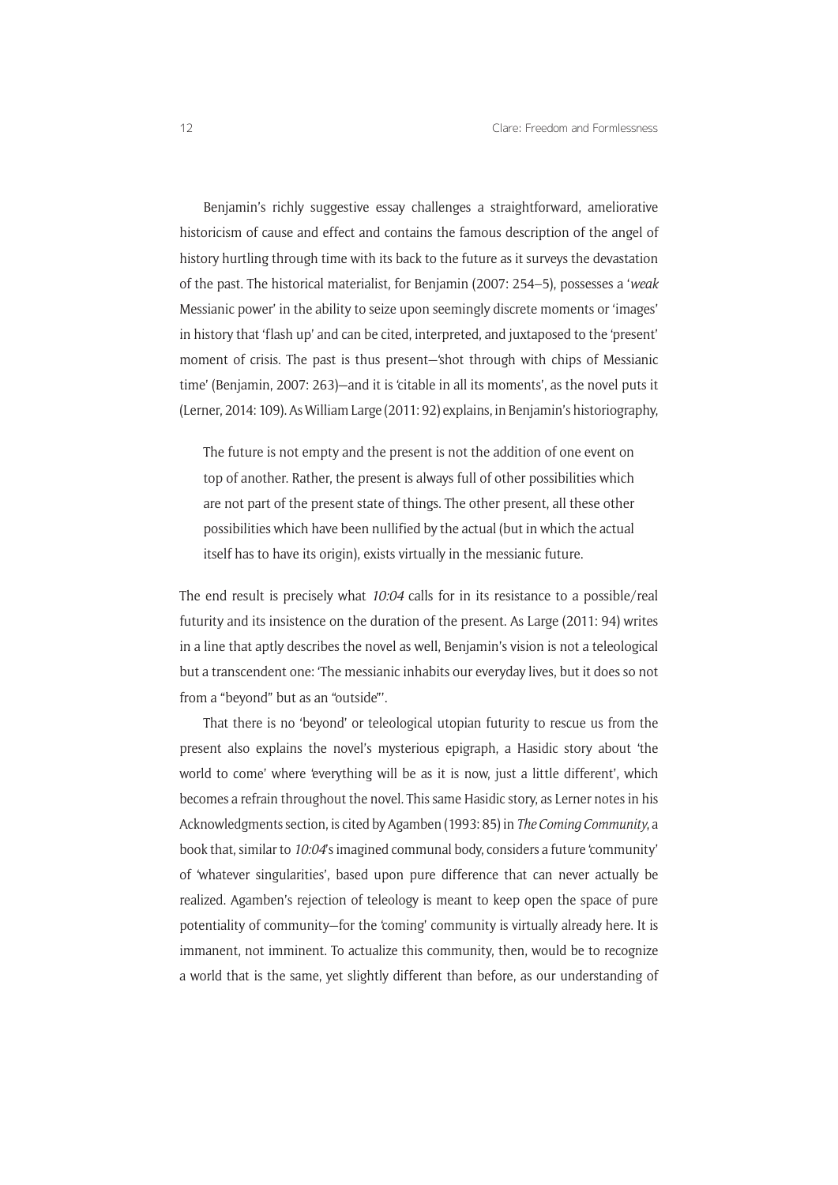Benjamin's richly suggestive essay challenges a straightforward, ameliorative historicism of cause and effect and contains the famous description of the angel of history hurtling through time with its back to the future as it surveys the devastation of the past. The historical materialist, for Benjamin (2007: 254–5), possesses a '*weak* Messianic power' in the ability to seize upon seemingly discrete moments or 'images' in history that 'flash up' and can be cited, interpreted, and juxtaposed to the 'present' moment of crisis. The past is thus present—'shot through with chips of Messianic time' (Benjamin, 2007: 263)—and it is 'citable in all its moments', as the novel puts it (Lerner, 2014: 109). As William Large (2011: 92) explains, in Benjamin's historiography,

> The future is not empty and the present is not the addition of one event on top of another. Rather, the present is always full of other possibilities which are not part of the present state of things. The other present, all these other possibilities which have been nullified by the actual (but in which the actual itself has to have its origin), exists virtually in the messianic future.

The end result is precisely what *10:04* calls for in its resistance to a possible/real futurity and its insistence on the duration of the present. As Large (2011: 94) writes in a line that aptly describes the novel as well, Benjamin's vision is not a teleological but a transcendent one: 'The messianic inhabits our everyday lives, but it does so not from a "beyond" but as an "outside"'.

That there is no 'beyond' or teleological utopian futurity to rescue us from the present also explains the novel's mysterious epigraph, a Hasidic story about 'the world to come' where 'everything will be as it is now, just a little different', which becomes a refrain throughout the novel. This same Hasidic story, as Lerner notes in his Acknowledgments section, is cited by Agamben (1993: 85) in *The Coming Community*, a book that, similar to *10:04*'s imagined communal body, considers a future 'community' of 'whatever singularities', based upon pure difference that can never actually be realized. Agamben's rejection of teleology is meant to keep open the space of pure potentiality of community—for the 'coming' community is virtually already here. It is immanent, not imminent. To actualize this community, then, would be to recognize a world that is the same, yet slightly different than before, as our understanding of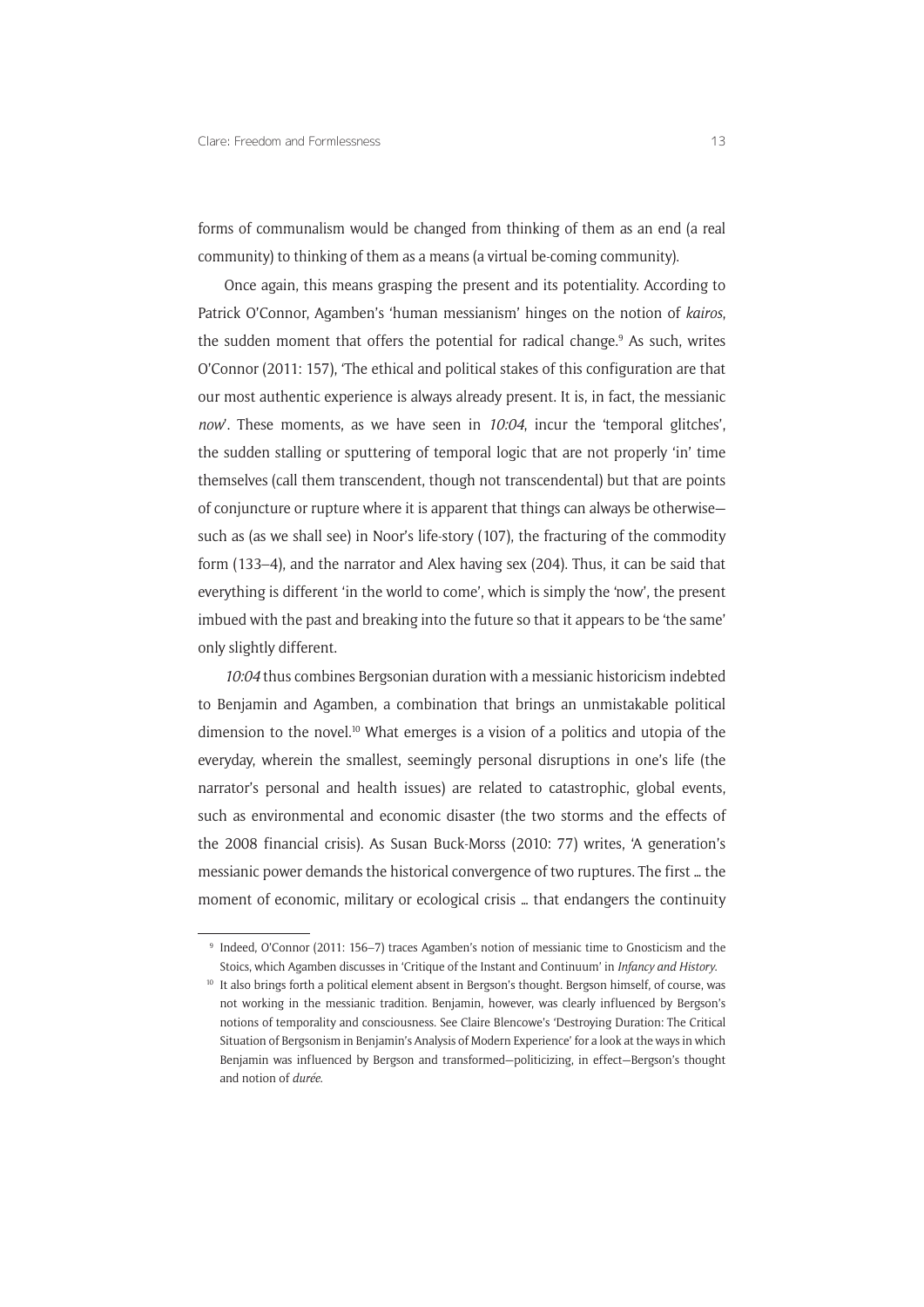forms of communalism would be changed from thinking of them as an end (a real community) to thinking of them as a means (a virtual be-coming community).

Once again, this means grasping the present and its potentiality. According to Patrick O'Connor, Agamben's 'human messianism' hinges on the notion of *kairos*, the sudden moment that offers the potential for radical change.[9] As such, writes O'Connor (2011: 157), 'The ethical and political stakes of this configuration are that our most authentic experience is always already present. It is, in fact, the messianic *now*'. These moments, as we have seen in *10:04*, incur the 'temporal glitches', the sudden stalling or sputtering of temporal logic that are not properly 'in' time themselves (call them transcendent, though not transcendental) but that are points of conjuncture or rupture where it is apparent that things can always be otherwise—such as (as we shall see) in Noor's life-story (107), the fracturing of the commodity form (133–4), and the narrator and Alex having sex (204). Thus, it can be said that everything is different 'in the world to come', which is simply the 'now', the present imbued with the past and breaking into the future so that it appears to be 'the same' only slightly different.

*10:04* thus combines Bergsonian duration with a messianic historicism indebted to Benjamin and Agamben, a combination that brings an unmistakable political dimension to the novel.[10] What emerges is a vision of a politics and utopia of the everyday, wherein the smallest, seemingly personal disruptions in one's life (the narrator's personal and health issues) are related to catastrophic, global events, such as environmental and economic disaster (the two storms and the effects of the 2008 financial crisis). As Susan Buck-Morss (2010: 77) writes, 'A generation's messianic power demands the historical convergence of two ruptures. The first … the moment of economic, military or ecological crisis … that endangers the continuity

[9] Indeed, O'Connor (2011: 156–7) traces Agamben's notion of messianic time to Gnosticism and the Stoics, which Agamben discusses in 'Critique of the Instant and Continuum' in *Infancy and History*.

[10] It also brings forth a political element absent in Bergson's thought. Bergson himself, of course, was not working in the messianic tradition. Benjamin, however, was clearly influenced by Bergson's notions of temporality and consciousness. See Claire Blencowe's 'Destroying Duration: The Critical Situation of Bergsonism in Benjamin's Analysis of Modern Experience' for a look at the ways in which Benjamin was influenced by Bergson and transformed—politicizing, in effect—Bergson's thought and notion of *durée*.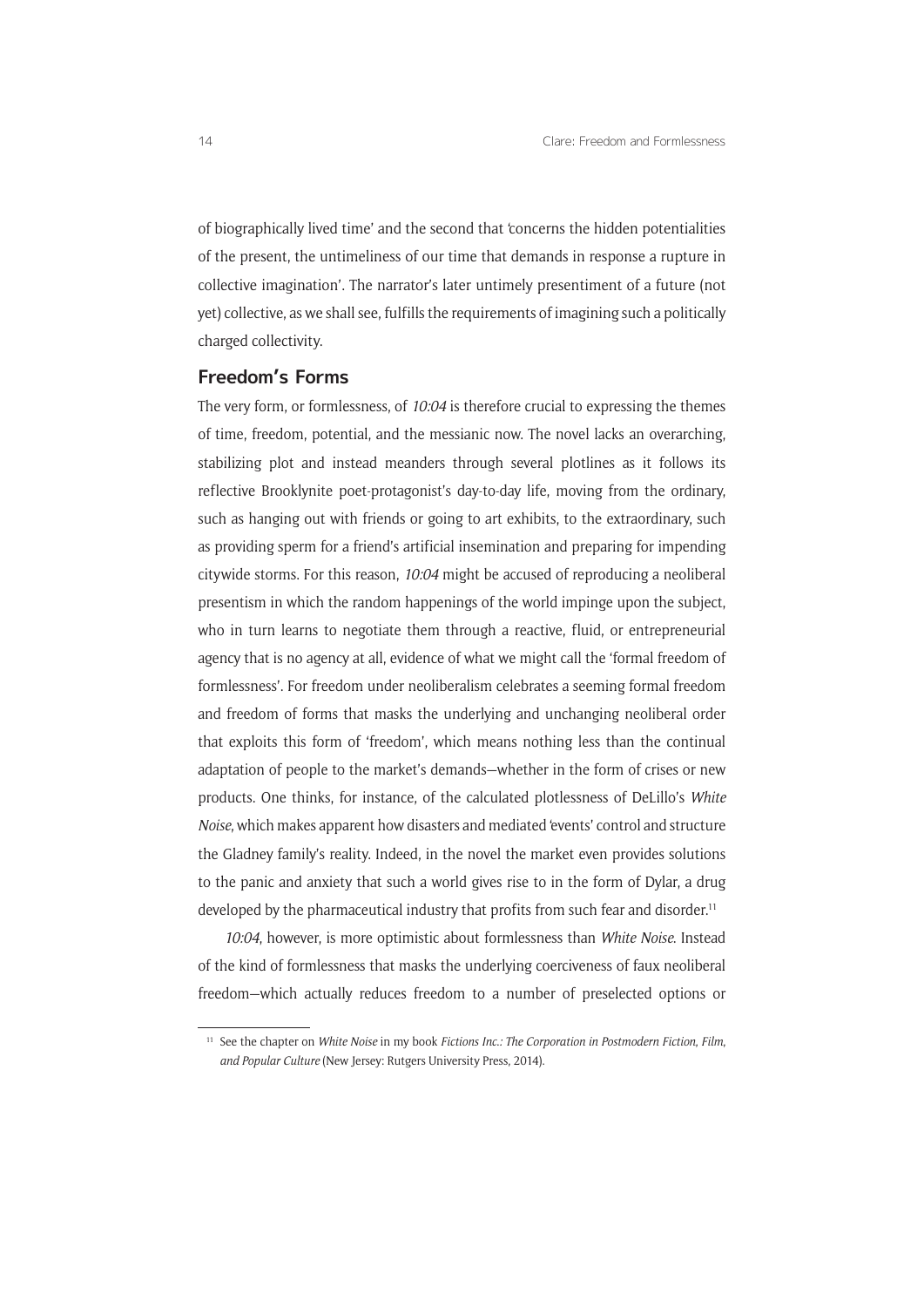of biographically lived time' and the second that 'concerns the hidden potentialities of the present, the untimeliness of our time that demands in response a rupture in collective imagination'. The narrator's later untimely presentiment of a future (not yet) collective, as we shall see, fulfills the requirements of imagining such a politically charged collectivity.

## Freedom's Forms

The very form, or formlessness, of *10:04* is therefore crucial to expressing the themes of time, freedom, potential, and the messianic now. The novel lacks an overarching, stabilizing plot and instead meanders through several plotlines as it follows its reflective Brooklynite poet-protagonist's day-to-day life, moving from the ordinary, such as hanging out with friends or going to art exhibits, to the extraordinary, such as providing sperm for a friend's artificial insemination and preparing for impending citywide storms. For this reason, *10:04* might be accused of reproducing a neoliberal presentism in which the random happenings of the world impinge upon the subject, who in turn learns to negotiate them through a reactive, fluid, or entrepreneurial agency that is no agency at all, evidence of what we might call the 'formal freedom of formlessness'. For freedom under neoliberalism celebrates a seeming formal freedom and freedom of forms that masks the underlying and unchanging neoliberal order that exploits this form of 'freedom', which means nothing less than the continual adaptation of people to the market's demands—whether in the form of crises or new products. One thinks, for instance, of the calculated plotlessness of DeLillo's *White Noise*, which makes apparent how disasters and mediated 'events' control and structure the Gladney family's reality. Indeed, in the novel the market even provides solutions to the panic and anxiety that such a world gives rise to in the form of Dylar, a drug developed by the pharmaceutical industry that profits from such fear and disorder.[11]

*10:04*, however, is more optimistic about formlessness than *White Noise*. Instead of the kind of formlessness that masks the underlying coerciveness of faux neoliberal freedom—which actually reduces freedom to a number of preselected options or

---

[11] See the chapter on *White Noise* in my book *Fictions Inc.: The Corporation in Postmodern Fiction, Film, and Popular Culture* (New Jersey: Rutgers University Press, 2014).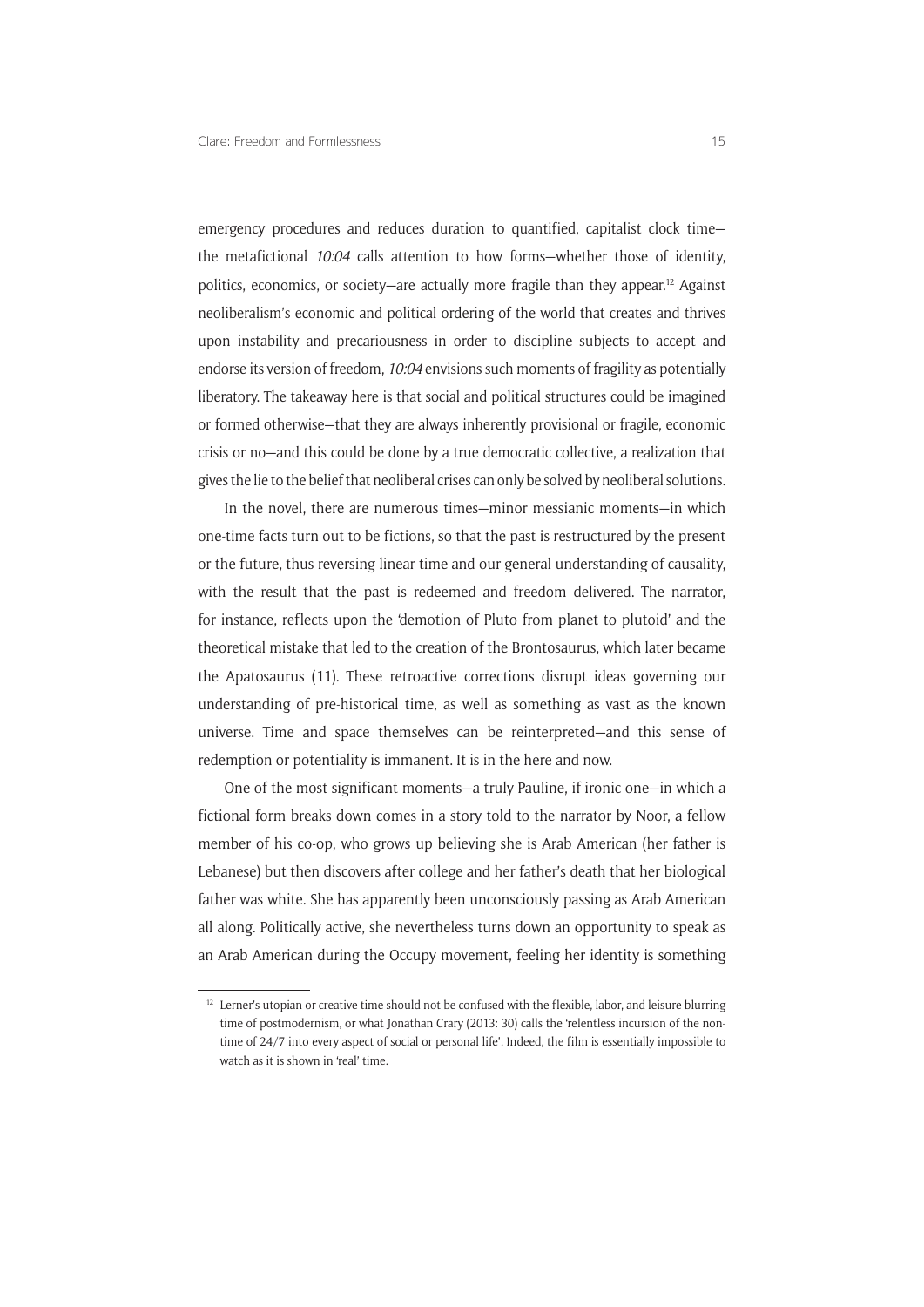emergency procedures and reduces duration to quantified, capitalist clock time—the metafictional *10:04* calls attention to how forms—whether those of identity, politics, economics, or society—are actually more fragile than they appear.[12] Against neoliberalism's economic and political ordering of the world that creates and thrives upon instability and precariousness in order to discipline subjects to accept and endorse its version of freedom, *10:04* envisions such moments of fragility as potentially liberatory. The takeaway here is that social and political structures could be imagined or formed otherwise—that they are always inherently provisional or fragile, economic crisis or no—and this could be done by a true democratic collective, a realization that gives the lie to the belief that neoliberal crises can only be solved by neoliberal solutions.

In the novel, there are numerous times—minor messianic moments—in which one-time facts turn out to be fictions, so that the past is restructured by the present or the future, thus reversing linear time and our general understanding of causality, with the result that the past is redeemed and freedom delivered. The narrator, for instance, reflects upon the 'demotion of Pluto from planet to plutoid' and the theoretical mistake that led to the creation of the Brontosaurus, which later became the Apatosaurus (11). These retroactive corrections disrupt ideas governing our understanding of pre-historical time, as well as something as vast as the known universe. Time and space themselves can be reinterpreted—and this sense of redemption or potentiality is immanent. It is in the here and now.

One of the most significant moments—a truly Pauline, if ironic one—in which a fictional form breaks down comes in a story told to the narrator by Noor, a fellow member of his co-op, who grows up believing she is Arab American (her father is Lebanese) but then discovers after college and her father's death that her biological father was white. She has apparently been unconsciously passing as Arab American all along. Politically active, she nevertheless turns down an opportunity to speak as an Arab American during the Occupy movement, feeling her identity is something

[12] Lerner's utopian or creative time should not be confused with the flexible, labor, and leisure blurring time of postmodernism, or what Jonathan Crary (2013: 30) calls the 'relentless incursion of the non-time of 24/7 into every aspect of social or personal life'. Indeed, the film is essentially impossible to watch as it is shown in 'real' time.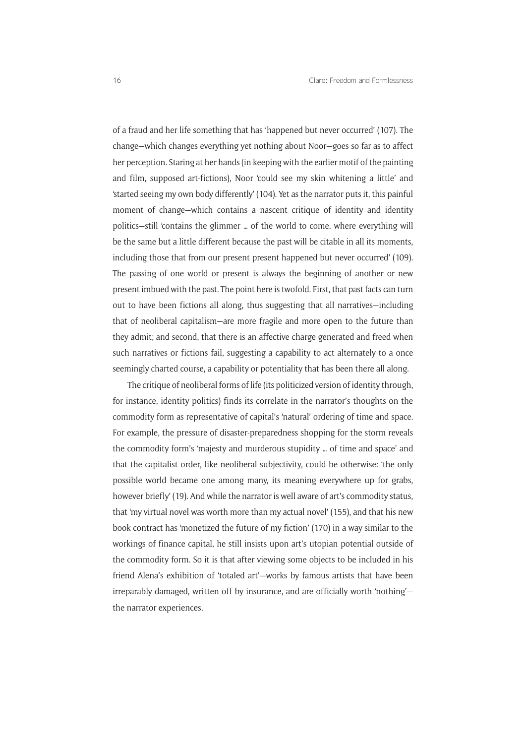of a fraud and her life something that has 'happened but never occurred' (107). The change—which changes everything yet nothing about Noor—goes so far as to affect her perception. Staring at her hands (in keeping with the earlier motif of the painting and film, supposed art-fictions), Noor 'could see my skin whitening a little' and 'started seeing my own body differently' (104). Yet as the narrator puts it, this painful moment of change—which contains a nascent critique of identity and identity politics—still 'contains the glimmer … of the world to come, where everything will be the same but a little different because the past will be citable in all its moments, including those that from our present present happened but never occurred' (109). The passing of one world or present is always the beginning of another or new present imbued with the past. The point here is twofold. First, that past facts can turn out to have been fictions all along, thus suggesting that all narratives—including that of neoliberal capitalism—are more fragile and more open to the future than they admit; and second, that there is an affective charge generated and freed when such narratives or fictions fail, suggesting a capability to act alternately to a once seemingly charted course, a capability or potentiality that has been there all along.

The critique of neoliberal forms of life (its politicized version of identity through, for instance, identity politics) finds its correlate in the narrator's thoughts on the commodity form as representative of capital's 'natural' ordering of time and space. For example, the pressure of disaster-preparedness shopping for the storm reveals the commodity form's 'majesty and murderous stupidity … of time and space' and that the capitalist order, like neoliberal subjectivity, could be otherwise: 'the only possible world became one among many, its meaning everywhere up for grabs, however briefly' (19). And while the narrator is well aware of art's commodity status, that 'my virtual novel was worth more than my actual novel' (155), and that his new book contract has 'monetized the future of my fiction' (170) in a way similar to the workings of finance capital, he still insists upon art's utopian potential outside of the commodity form. So it is that after viewing some objects to be included in his friend Alena's exhibition of 'totaled art'—works by famous artists that have been irreparably damaged, written off by insurance, and are officially worth 'nothing'—the narrator experiences,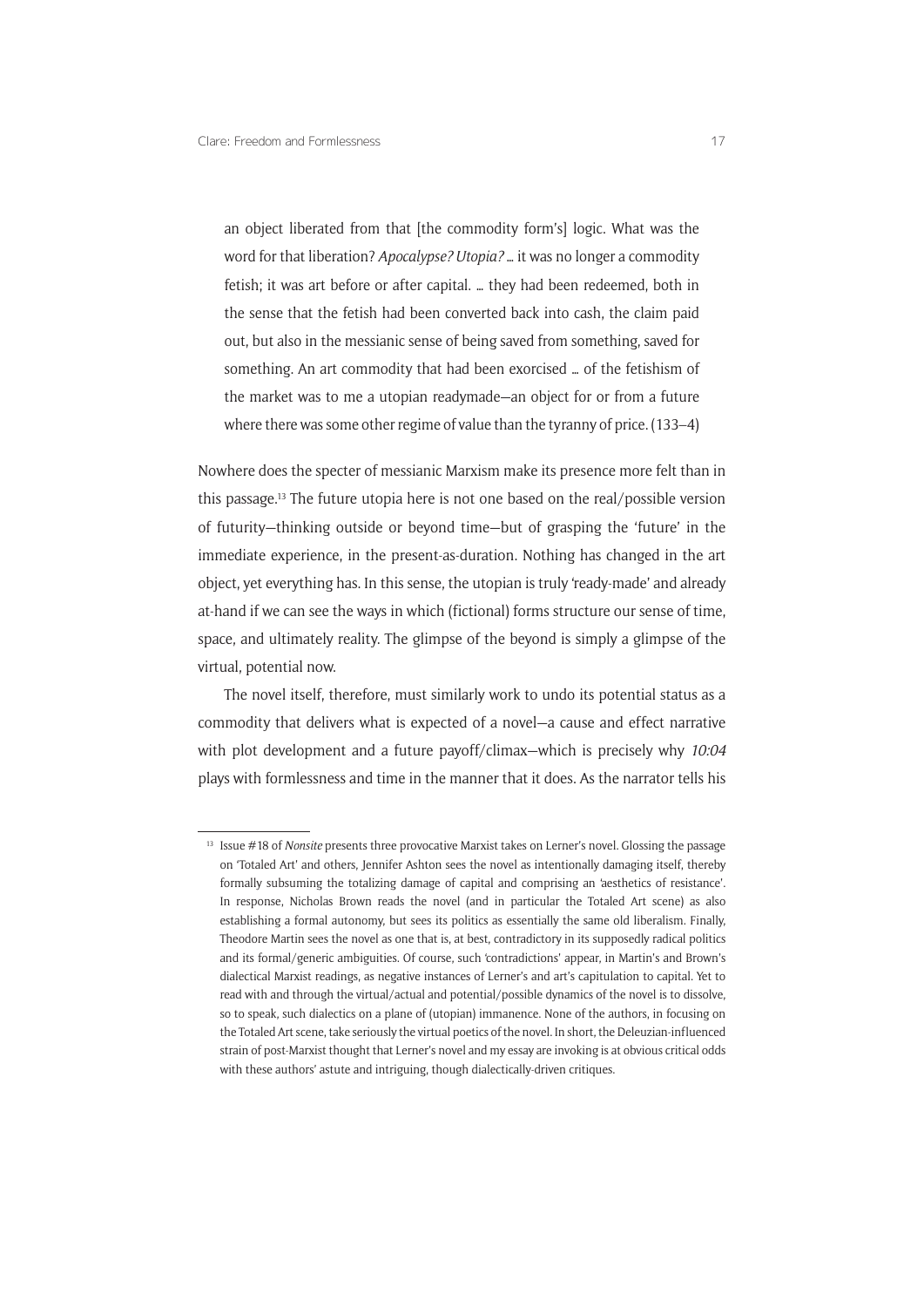> an object liberated from that [the commodity form's] logic. What was the word for that liberation? *Apocalypse? Utopia?* … it was no longer a commodity fetish; it was art before or after capital. … they had been redeemed, both in the sense that the fetish had been converted back into cash, the claim paid out, but also in the messianic sense of being saved from something, saved for something. An art commodity that had been exorcised … of the fetishism of the market was to me a utopian readymade—an object for or from a future where there was some other regime of value than the tyranny of price. (133–4)

Nowhere does the specter of messianic Marxism make its presence more felt than in this passage.[13] The future utopia here is not one based on the real/possible version of futurity—thinking outside or beyond time—but of grasping the 'future' in the immediate experience, in the present-as-duration. Nothing has changed in the art object, yet everything has. In this sense, the utopian is truly 'ready-made' and already at-hand if we can see the ways in which (fictional) forms structure our sense of time, space, and ultimately reality. The glimpse of the beyond is simply a glimpse of the virtual, potential now.

The novel itself, therefore, must similarly work to undo its potential status as a commodity that delivers what is expected of a novel—a cause and effect narrative with plot development and a future payoff/climax—which is precisely why *10:04* plays with formlessness and time in the manner that it does. As the narrator tells his

---

[13] Issue #18 of *Nonsite* presents three provocative Marxist takes on Lerner's novel. Glossing the passage on 'Totaled Art' and others, Jennifer Ashton sees the novel as intentionally damaging itself, thereby formally subsuming the totalizing damage of capital and comprising an 'aesthetics of resistance'. In response, Nicholas Brown reads the novel (and in particular the Totaled Art scene) as also establishing a formal autonomy, but sees its politics as essentially the same old liberalism. Finally, Theodore Martin sees the novel as one that is, at best, contradictory in its supposedly radical politics and its formal/generic ambiguities. Of course, such 'contradictions' appear, in Martin's and Brown's dialectical Marxist readings, as negative instances of Lerner's and art's capitulation to capital. Yet to read with and through the virtual/actual and potential/possible dynamics of the novel is to dissolve, so to speak, such dialectics on a plane of (utopian) immanence. None of the authors, in focusing on the Totaled Art scene, take seriously the virtual poetics of the novel. In short, the Deleuzian-influenced strain of post-Marxist thought that Lerner's novel and my essay are invoking is at obvious critical odds with these authors' astute and intriguing, though dialectically-driven critiques.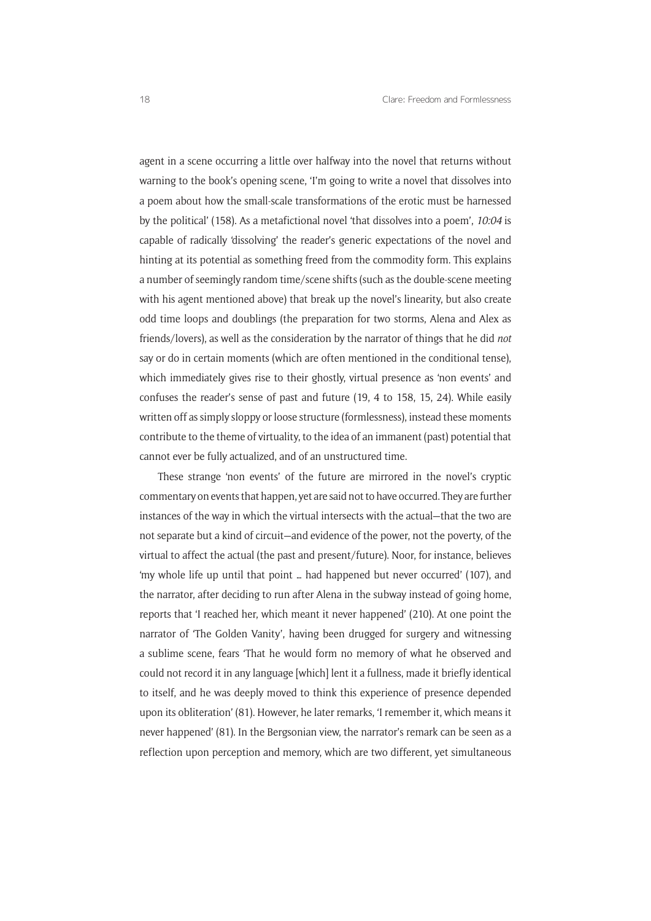agent in a scene occurring a little over halfway into the novel that returns without warning to the book's opening scene, 'I'm going to write a novel that dissolves into a poem about how the small-scale transformations of the erotic must be harnessed by the political' (158). As a metafictional novel 'that dissolves into a poem', *10:04* is capable of radically 'dissolving' the reader's generic expectations of the novel and hinting at its potential as something freed from the commodity form. This explains a number of seemingly random time/scene shifts (such as the double-scene meeting with his agent mentioned above) that break up the novel's linearity, but also create odd time loops and doublings (the preparation for two storms, Alena and Alex as friends/lovers), as well as the consideration by the narrator of things that he did *not* say or do in certain moments (which are often mentioned in the conditional tense), which immediately gives rise to their ghostly, virtual presence as 'non events' and confuses the reader's sense of past and future (19, 4 to 158, 15, 24). While easily written off as simply sloppy or loose structure (formlessness), instead these moments contribute to the theme of virtuality, to the idea of an immanent (past) potential that cannot ever be fully actualized, and of an unstructured time.

These strange 'non events' of the future are mirrored in the novel's cryptic commentary on events that happen, yet are said not to have occurred. They are further instances of the way in which the virtual intersects with the actual—that the two are not separate but a kind of circuit—and evidence of the power, not the poverty, of the virtual to affect the actual (the past and present/future). Noor, for instance, believes 'my whole life up until that point … had happened but never occurred' (107), and the narrator, after deciding to run after Alena in the subway instead of going home, reports that 'I reached her, which meant it never happened' (210). At one point the narrator of 'The Golden Vanity', having been drugged for surgery and witnessing a sublime scene, fears 'That he would form no memory of what he observed and could not record it in any language [which] lent it a fullness, made it briefly identical to itself, and he was deeply moved to think this experience of presence depended upon its obliteration' (81). However, he later remarks, 'I remember it, which means it never happened' (81). In the Bergsonian view, the narrator's remark can be seen as a reflection upon perception and memory, which are two different, yet simultaneous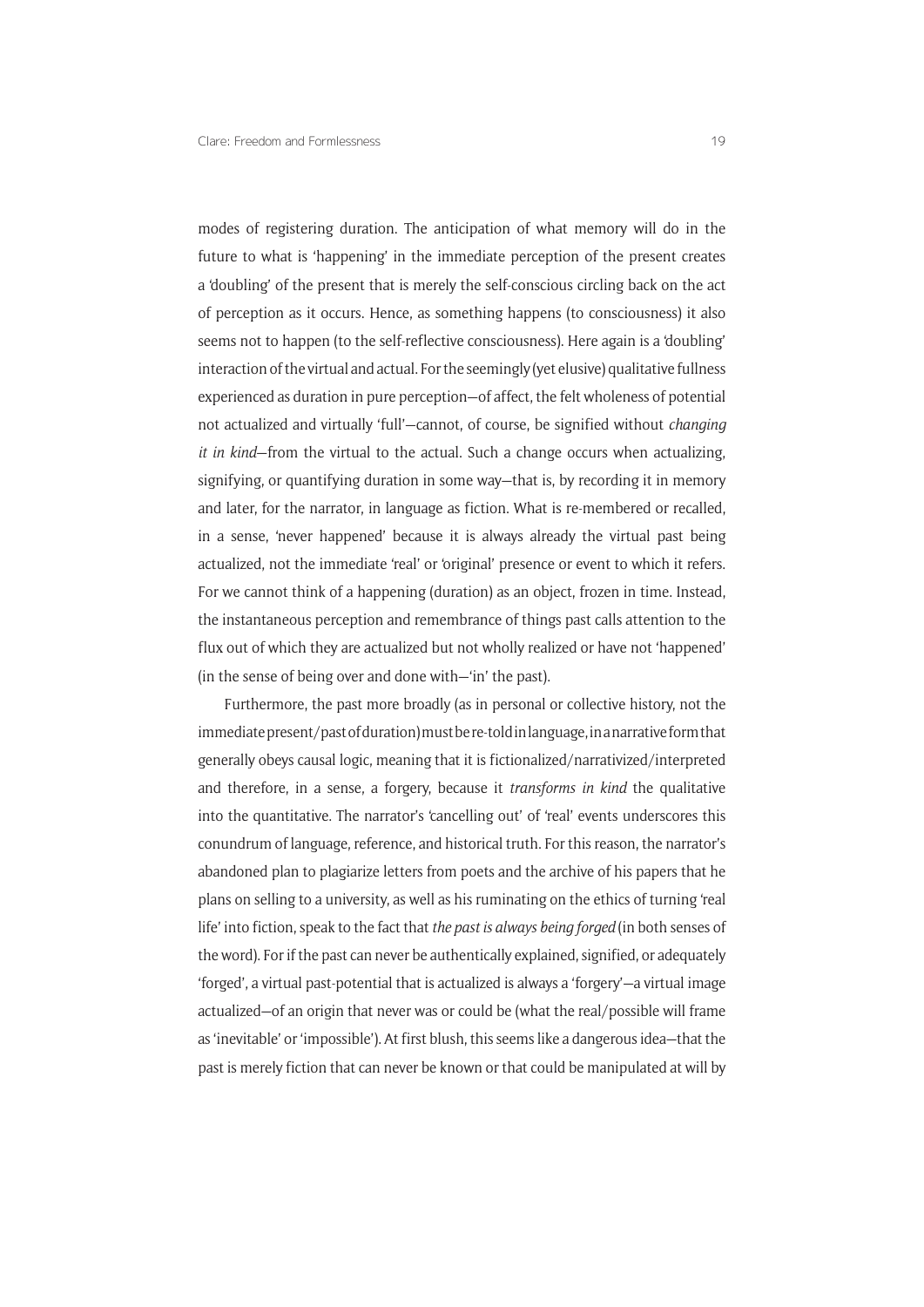modes of registering duration. The anticipation of what memory will do in the future to what is 'happening' in the immediate perception of the present creates a 'doubling' of the present that is merely the self-conscious circling back on the act of perception as it occurs. Hence, as something happens (to consciousness) it also seems not to happen (to the self-reflective consciousness). Here again is a 'doubling' interaction of the virtual and actual. For the seemingly (yet elusive) qualitative fullness experienced as duration in pure perception—of affect, the felt wholeness of potential not actualized and virtually 'full'—cannot, of course, be signified without *changing it in kind*—from the virtual to the actual. Such a change occurs when actualizing, signifying, or quantifying duration in some way—that is, by recording it in memory and later, for the narrator, in language as fiction. What is re-membered or recalled, in a sense, 'never happened' because it is always already the virtual past being actualized, not the immediate 'real' or 'original' presence or event to which it refers. For we cannot think of a happening (duration) as an object, frozen in time. Instead, the instantaneous perception and remembrance of things past calls attention to the flux out of which they are actualized but not wholly realized or have not 'happened' (in the sense of being over and done with—'in' the past).

Furthermore, the past more broadly (as in personal or collective history, not the immediate present/past of duration) must be re-told in language, in a narrative form that generally obeys causal logic, meaning that it is fictionalized/narrativized/interpreted and therefore, in a sense, a forgery, because it *transforms in kind* the qualitative into the quantitative. The narrator's 'cancelling out' of 'real' events underscores this conundrum of language, reference, and historical truth. For this reason, the narrator's abandoned plan to plagiarize letters from poets and the archive of his papers that he plans on selling to a university, as well as his ruminating on the ethics of turning 'real life' into fiction, speak to the fact that *the past is always being forged* (in both senses of the word). For if the past can never be authentically explained, signified, or adequately 'forged', a virtual past-potential that is actualized is always a 'forgery'—a virtual image actualized—of an origin that never was or could be (what the real/possible will frame as 'inevitable' or 'impossible'). At first blush, this seems like a dangerous idea—that the past is merely fiction that can never be known or that could be manipulated at will by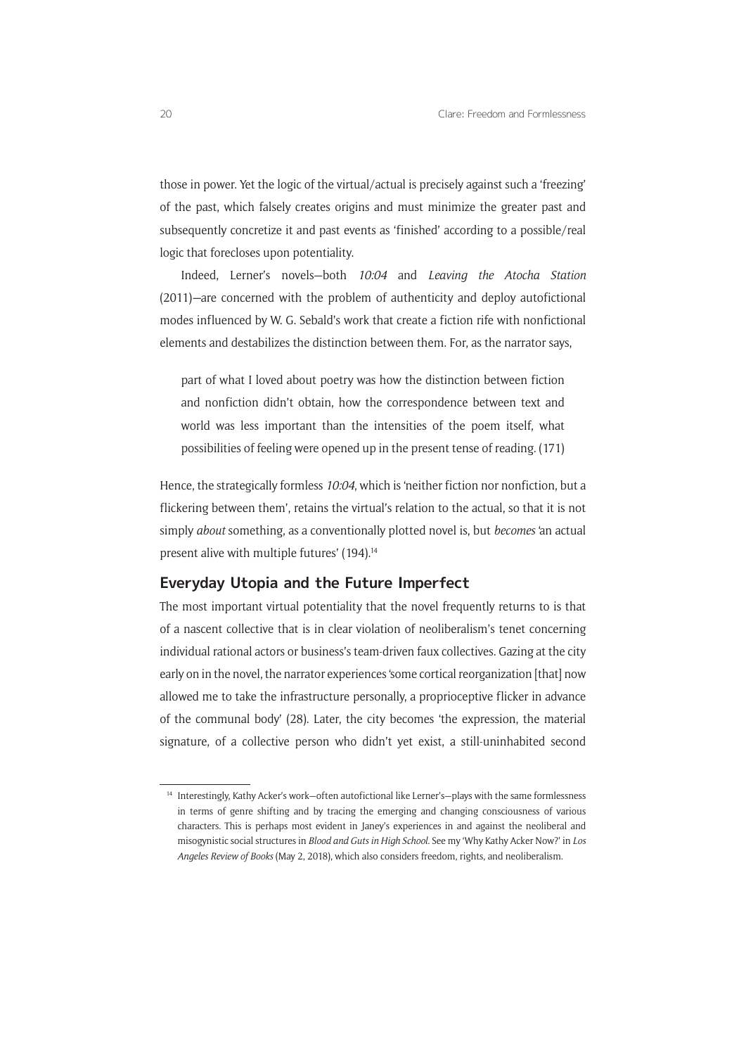those in power. Yet the logic of the virtual/actual is precisely against such a 'freezing' of the past, which falsely creates origins and must minimize the greater past and subsequently concretize it and past events as 'finished' according to a possible/real logic that forecloses upon potentiality.

Indeed, Lerner's novels—both *10:04* and *Leaving the Atocha Station* (2011)—are concerned with the problem of authenticity and deploy autofictional modes influenced by W. G. Sebald's work that create a fiction rife with nonfictional elements and destabilizes the distinction between them. For, as the narrator says,

> part of what I loved about poetry was how the distinction between fiction and nonfiction didn't obtain, how the correspondence between text and world was less important than the intensities of the poem itself, what possibilities of feeling were opened up in the present tense of reading. (171)

Hence, the strategically formless *10:04*, which is 'neither fiction nor nonfiction, but a flickering between them', retains the virtual's relation to the actual, so that it is not simply *about* something, as a conventionally plotted novel is, but *becomes* 'an actual present alive with multiple futures' (194).[14]

## Everyday Utopia and the Future Imperfect

The most important virtual potentiality that the novel frequently returns to is that of a nascent collective that is in clear violation of neoliberalism's tenet concerning individual rational actors or business's team-driven faux collectives. Gazing at the city early on in the novel, the narrator experiences 'some cortical reorganization [that] now allowed me to take the infrastructure personally, a proprioceptive flicker in advance of the communal body' (28). Later, the city becomes 'the expression, the material signature, of a collective person who didn't yet exist, a still-uninhabited second

[14] Interestingly, Kathy Acker's work—often autofictional like Lerner's—plays with the same formlessness in terms of genre shifting and by tracing the emerging and changing consciousness of various characters. This is perhaps most evident in Janey's experiences in and against the neoliberal and misogynistic social structures in *Blood and Guts in High School*. See my 'Why Kathy Acker Now?' in *Los Angeles Review of Books* (May 2, 2018), which also considers freedom, rights, and neoliberalism.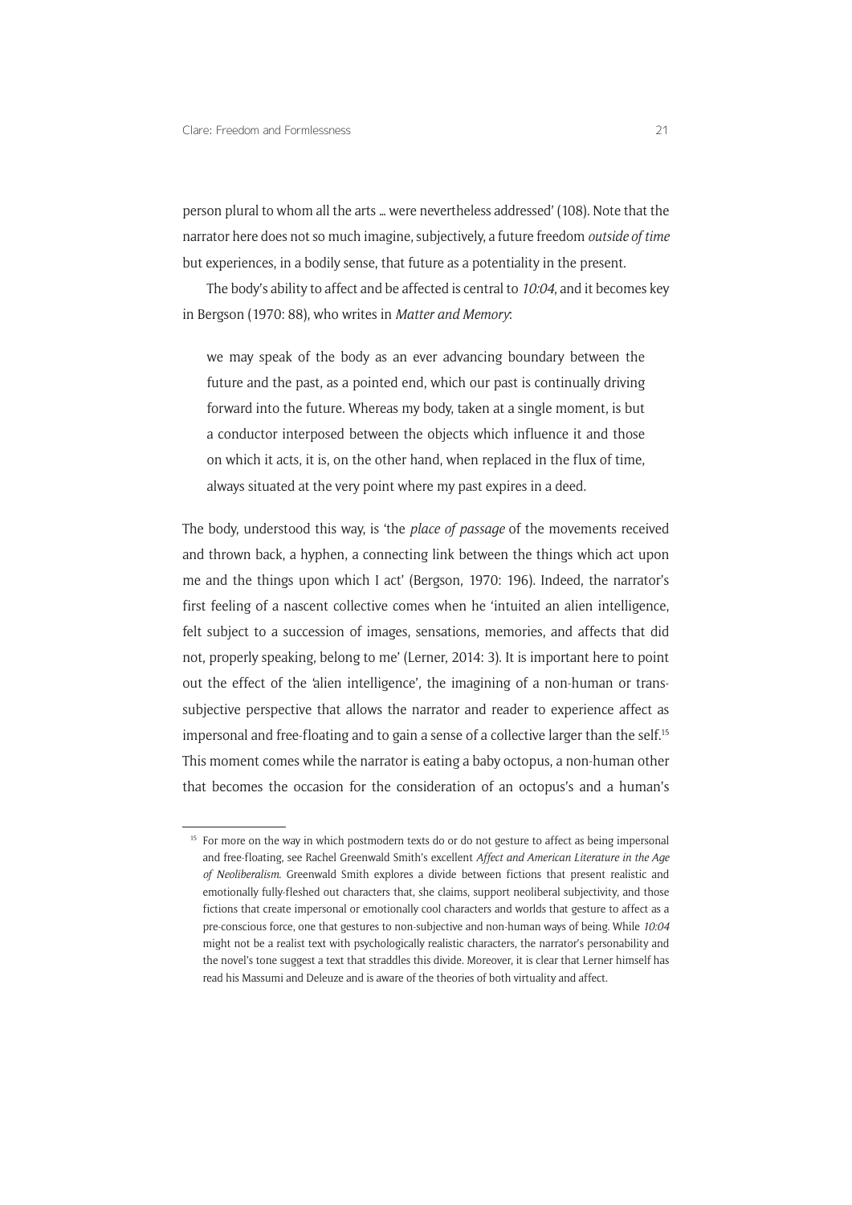person plural to whom all the arts … were nevertheless addressed' (108). Note that the narrator here does not so much imagine, subjectively, a future freedom *outside of time* but experiences, in a bodily sense, that future as a potentiality in the present.

The body's ability to affect and be affected is central to *10:04*, and it becomes key in Bergson (1970: 88), who writes in *Matter and Memory*:

> we may speak of the body as an ever advancing boundary between the future and the past, as a pointed end, which our past is continually driving forward into the future. Whereas my body, taken at a single moment, is but a conductor interposed between the objects which influence it and those on which it acts, it is, on the other hand, when replaced in the flux of time, always situated at the very point where my past expires in a deed.

The body, understood this way, is 'the *place of passage* of the movements received and thrown back, a hyphen, a connecting link between the things which act upon me and the things upon which I act' (Bergson, 1970: 196). Indeed, the narrator's first feeling of a nascent collective comes when he 'intuited an alien intelligence, felt subject to a succession of images, sensations, memories, and affects that did not, properly speaking, belong to me' (Lerner, 2014: 3). It is important here to point out the effect of the 'alien intelligence', the imagining of a non-human or trans-subjective perspective that allows the narrator and reader to experience affect as impersonal and free-floating and to gain a sense of a collective larger than the self.[15] This moment comes while the narrator is eating a baby octopus, a non-human other that becomes the occasion for the consideration of an octopus's and a human's

[15] For more on the way in which postmodern texts do or do not gesture to affect as being impersonal and free-floating, see Rachel Greenwald Smith's excellent *Affect and American Literature in the Age of Neoliberalism*. Greenwald Smith explores a divide between fictions that present realistic and emotionally fully-fleshed out characters that, she claims, support neoliberal subjectivity, and those fictions that create impersonal or emotionally cool characters and worlds that gesture to affect as a pre-conscious force, one that gestures to non-subjective and non-human ways of being. While *10:04* might not be a realist text with psychologically realistic characters, the narrator's personability and the novel's tone suggest a text that straddles this divide. Moreover, it is clear that Lerner himself has read his Massumi and Deleuze and is aware of the theories of both virtuality and affect.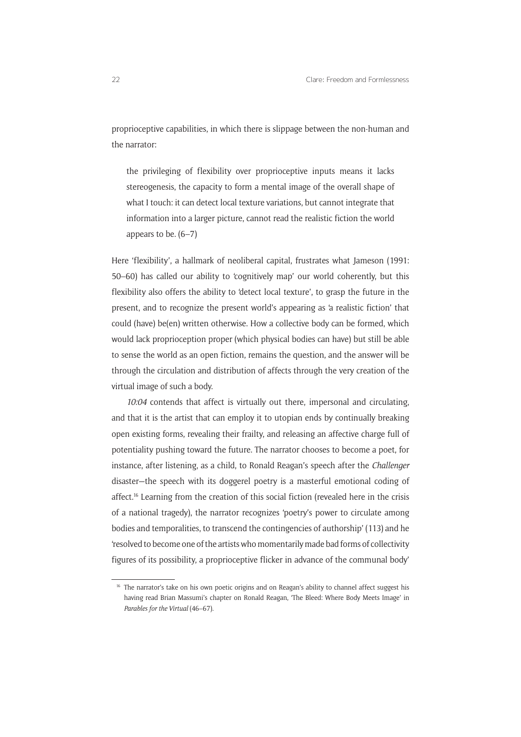proprioceptive capabilities, in which there is slippage between the non-human and the narrator:

> the privileging of flexibility over proprioceptive inputs means it lacks stereogenesis, the capacity to form a mental image of the overall shape of what I touch: it can detect local texture variations, but cannot integrate that information into a larger picture, cannot read the realistic fiction the world appears to be. (6–7)

Here 'flexibility', a hallmark of neoliberal capital, frustrates what Jameson (1991: 50–60) has called our ability to 'cognitively map' our world coherently, but this flexibility also offers the ability to 'detect local texture', to grasp the future in the present, and to recognize the present world's appearing as 'a realistic fiction' that could (have) be(en) written otherwise. How a collective body can be formed, which would lack proprioception proper (which physical bodies can have) but still be able to sense the world as an open fiction, remains the question, and the answer will be through the circulation and distribution of affects through the very creation of the virtual image of such a body.

*10:04* contends that affect is virtually out there, impersonal and circulating, and that it is the artist that can employ it to utopian ends by continually breaking open existing forms, revealing their frailty, and releasing an affective charge full of potentiality pushing toward the future. The narrator chooses to become a poet, for instance, after listening, as a child, to Ronald Reagan's speech after the *Challenger* disaster—the speech with its doggerel poetry is a masterful emotional coding of affect.[16] Learning from the creation of this social fiction (revealed here in the crisis of a national tragedy), the narrator recognizes 'poetry's power to circulate among bodies and temporalities, to transcend the contingencies of authorship' (113) and he 'resolved to become one of the artists who momentarily made bad forms of collectivity figures of its possibility, a proprioceptive flicker in advance of the communal body'

[16] The narrator's take on his own poetic origins and on Reagan's ability to channel affect suggest his having read Brian Massumi's chapter on Ronald Reagan, 'The Bleed: Where Body Meets Image' in *Parables for the Virtual* (46–67).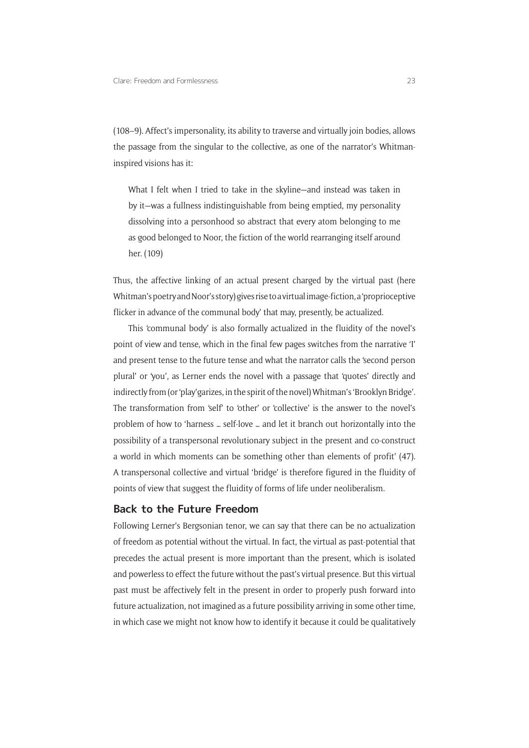(108–9). Affect's impersonality, its ability to traverse and virtually join bodies, allows the passage from the singular to the collective, as one of the narrator's Whitman-inspired visions has it:

> What I felt when I tried to take in the skyline—and instead was taken in by it—was a fullness indistinguishable from being emptied, my personality dissolving into a personhood so abstract that every atom belonging to me as good belonged to Noor, the fiction of the world rearranging itself around her. (109)

Thus, the affective linking of an actual present charged by the virtual past (here Whitman's poetry and Noor's story) gives rise to a virtual image-fiction, a 'proprioceptive flicker in advance of the communal body' that may, presently, be actualized.

This 'communal body' is also formally actualized in the fluidity of the novel's point of view and tense, which in the final few pages switches from the narrative 'I' and present tense to the future tense and what the narrator calls the 'second person plural' or 'you', as Lerner ends the novel with a passage that 'quotes' directly and indirectly from (or 'play'garizes, in the spirit of the novel) Whitman's 'Brooklyn Bridge'. The transformation from 'self' to 'other' or 'collective' is the answer to the novel's problem of how to 'harness … self-love … and let it branch out horizontally into the possibility of a transpersonal revolutionary subject in the present and co-construct a world in which moments can be something other than elements of profit' (47). A transpersonal collective and virtual 'bridge' is therefore figured in the fluidity of points of view that suggest the fluidity of forms of life under neoliberalism.

## Back to the Future Freedom

Following Lerner's Bergsonian tenor, we can say that there can be no actualization of freedom as potential without the virtual. In fact, the virtual as past-potential that precedes the actual present is more important than the present, which is isolated and powerless to effect the future without the past's virtual presence. But this virtual past must be affectively felt in the present in order to properly push forward into future actualization, not imagined as a future possibility arriving in some other time, in which case we might not know how to identify it because it could be qualitatively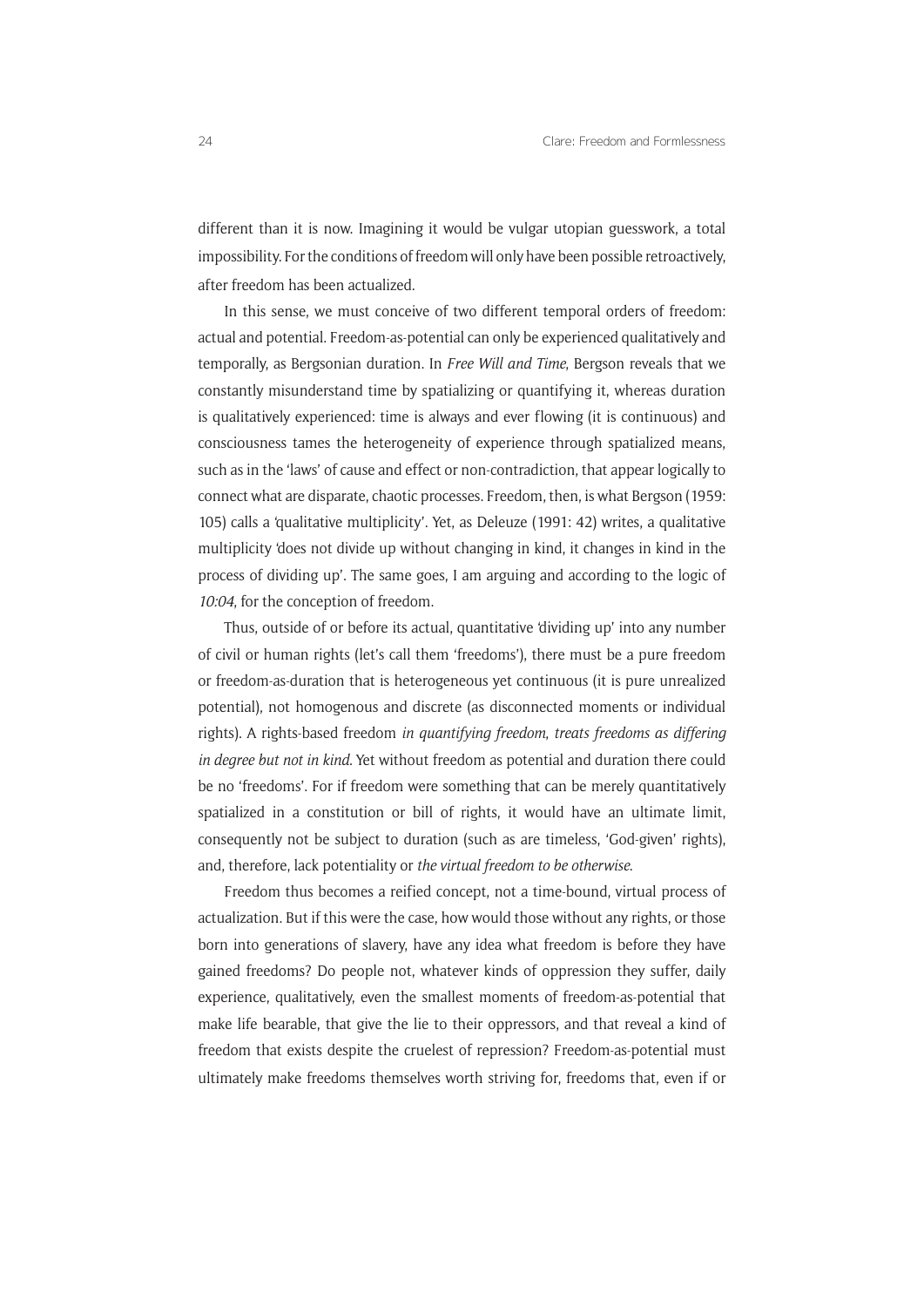different than it is now. Imagining it would be vulgar utopian guesswork, a total impossibility. For the conditions of freedom will only have been possible retroactively, after freedom has been actualized.

In this sense, we must conceive of two different temporal orders of freedom: actual and potential. Freedom-as-potential can only be experienced qualitatively and temporally, as Bergsonian duration. In *Free Will and Time*, Bergson reveals that we constantly misunderstand time by spatializing or quantifying it, whereas duration is qualitatively experienced: time is always and ever flowing (it is continuous) and consciousness tames the heterogeneity of experience through spatialized means, such as in the 'laws' of cause and effect or non-contradiction, that appear logically to connect what are disparate, chaotic processes. Freedom, then, is what Bergson (1959: 105) calls a 'qualitative multiplicity'. Yet, as Deleuze (1991: 42) writes, a qualitative multiplicity 'does not divide up without changing in kind, it changes in kind in the process of dividing up'. The same goes, I am arguing and according to the logic of *10:04*, for the conception of freedom.

Thus, outside of or before its actual, quantitative 'dividing up' into any number of civil or human rights (let's call them 'freedoms'), there must be a pure freedom or freedom-as-duration that is heterogeneous yet continuous (it is pure unrealized potential), not homogenous and discrete (as disconnected moments or individual rights). A rights-based freedom *in quantifying freedom, treats freedoms as differing in degree but not in kind*. Yet without freedom as potential and duration there could be no 'freedoms'. For if freedom were something that can be merely quantitatively spatialized in a constitution or bill of rights, it would have an ultimate limit, consequently not be subject to duration (such as are timeless, 'God-given' rights), and, therefore, lack potentiality or *the virtual freedom to be otherwise*.

Freedom thus becomes a reified concept, not a time-bound, virtual process of actualization. But if this were the case, how would those without any rights, or those born into generations of slavery, have any idea what freedom is before they have gained freedoms? Do people not, whatever kinds of oppression they suffer, daily experience, qualitatively, even the smallest moments of freedom-as-potential that make life bearable, that give the lie to their oppressors, and that reveal a kind of freedom that exists despite the cruelest of repression? Freedom-as-potential must ultimately make freedoms themselves worth striving for, freedoms that, even if or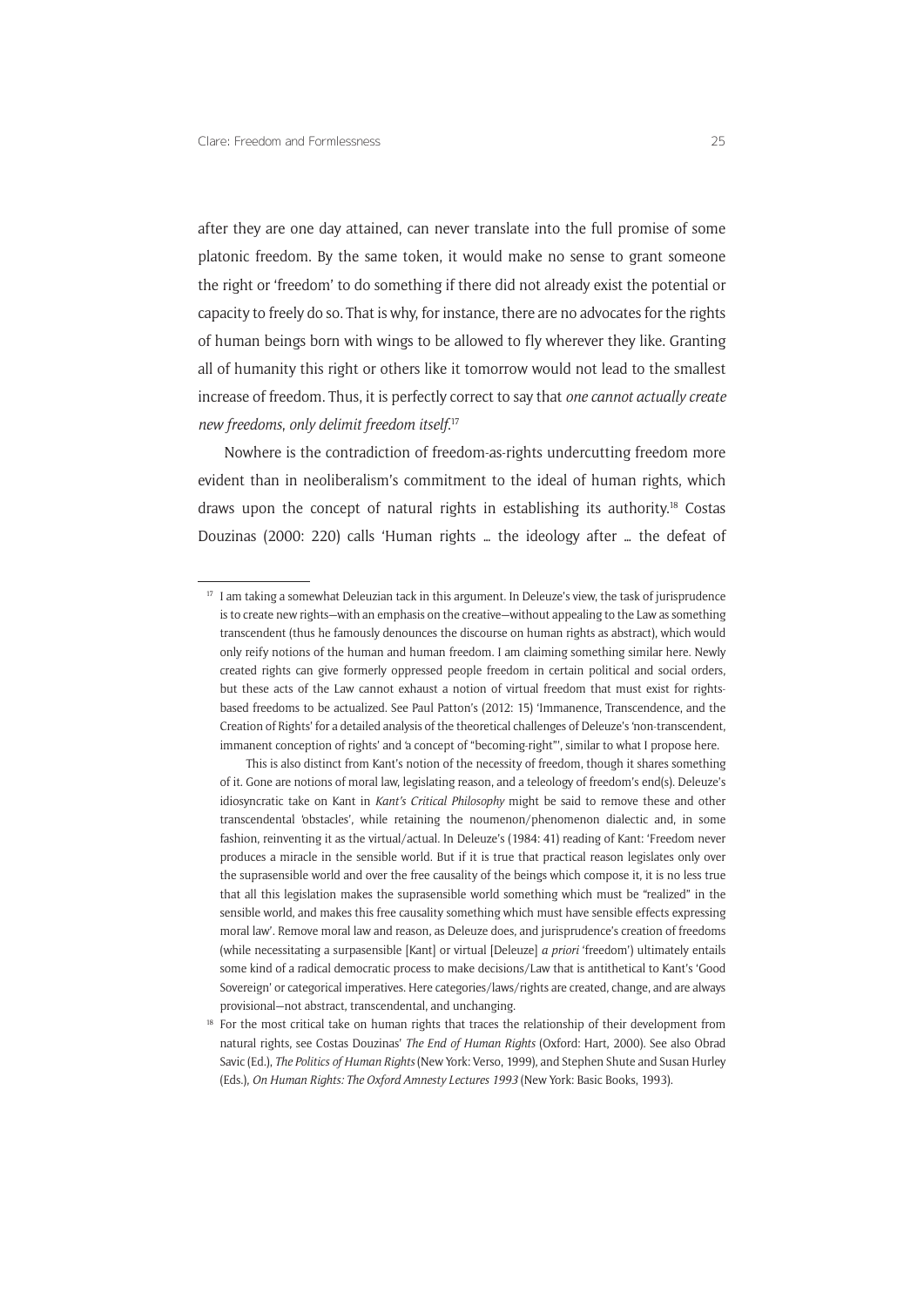after they are one day attained, can never translate into the full promise of some platonic freedom. By the same token, it would make no sense to grant someone the right or 'freedom' to do something if there did not already exist the potential or capacity to freely do so. That is why, for instance, there are no advocates for the rights of human beings born with wings to be allowed to fly wherever they like. Granting all of humanity this right or others like it tomorrow would not lead to the smallest increase of freedom. Thus, it is perfectly correct to say that *one cannot actually create new freedoms, only delimit freedom itself*.[17]

Nowhere is the contradiction of freedom-as-rights undercutting freedom more evident than in neoliberalism's commitment to the ideal of human rights, which draws upon the concept of natural rights in establishing its authority.[18] Costas Douzinas (2000: 220) calls 'Human rights … the ideology after … the defeat of

---

[17] I am taking a somewhat Deleuzian tack in this argument. In Deleuze's view, the task of jurisprudence is to create new rights—with an emphasis on the creative—without appealing to the Law as something transcendent (thus he famously denounces the discourse on human rights as abstract), which would only reify notions of the human and human freedom. I am claiming something similar here. Newly created rights can give formerly oppressed people freedom in certain political and social orders, but these acts of the Law cannot exhaust a notion of virtual freedom that must exist for rights-based freedoms to be actualized. See Paul Patton's (2012: 15) 'Immanence, Transcendence, and the Creation of Rights' for a detailed analysis of the theoretical challenges of Deleuze's 'non-transcendent, immanent conception of rights' and 'a concept of "becoming-right"', similar to what I propose here.

This is also distinct from Kant's notion of the necessity of freedom, though it shares something of it. Gone are notions of moral law, legislating reason, and a teleology of freedom's end(s). Deleuze's idiosyncratic take on Kant in *Kant's Critical Philosophy* might be said to remove these and other transcendental 'obstacles', while retaining the noumenon/phenomenon dialectic and, in some fashion, reinventing it as the virtual/actual. In Deleuze's (1984: 41) reading of Kant: 'Freedom never produces a miracle in the sensible world. But if it is true that practical reason legislates only over the suprasensible world and over the free causality of the beings which compose it, it is no less true that all this legislation makes the suprasensible world something which must be "realized" in the sensible world, and makes this free causality something which must have sensible effects expressing moral law'. Remove moral law and reason, as Deleuze does, and jurisprudence's creation of freedoms (while necessitating a surpasensible [Kant] or virtual [Deleuze] *a priori* 'freedom') ultimately entails some kind of a radical democratic process to make decisions/Law that is antithetical to Kant's 'Good Sovereign' or categorical imperatives. Here categories/laws/rights are created, change, and are always provisional—not abstract, transcendental, and unchanging.

[18] For the most critical take on human rights that traces the relationship of their development from natural rights, see Costas Douzinas' *The End of Human Rights* (Oxford: Hart, 2000). See also Obrad Savic (Ed.), *The Politics of Human Rights* (New York: Verso, 1999), and Stephen Shute and Susan Hurley (Eds.), *On Human Rights: The Oxford Amnesty Lectures 1993* (New York: Basic Books, 1993).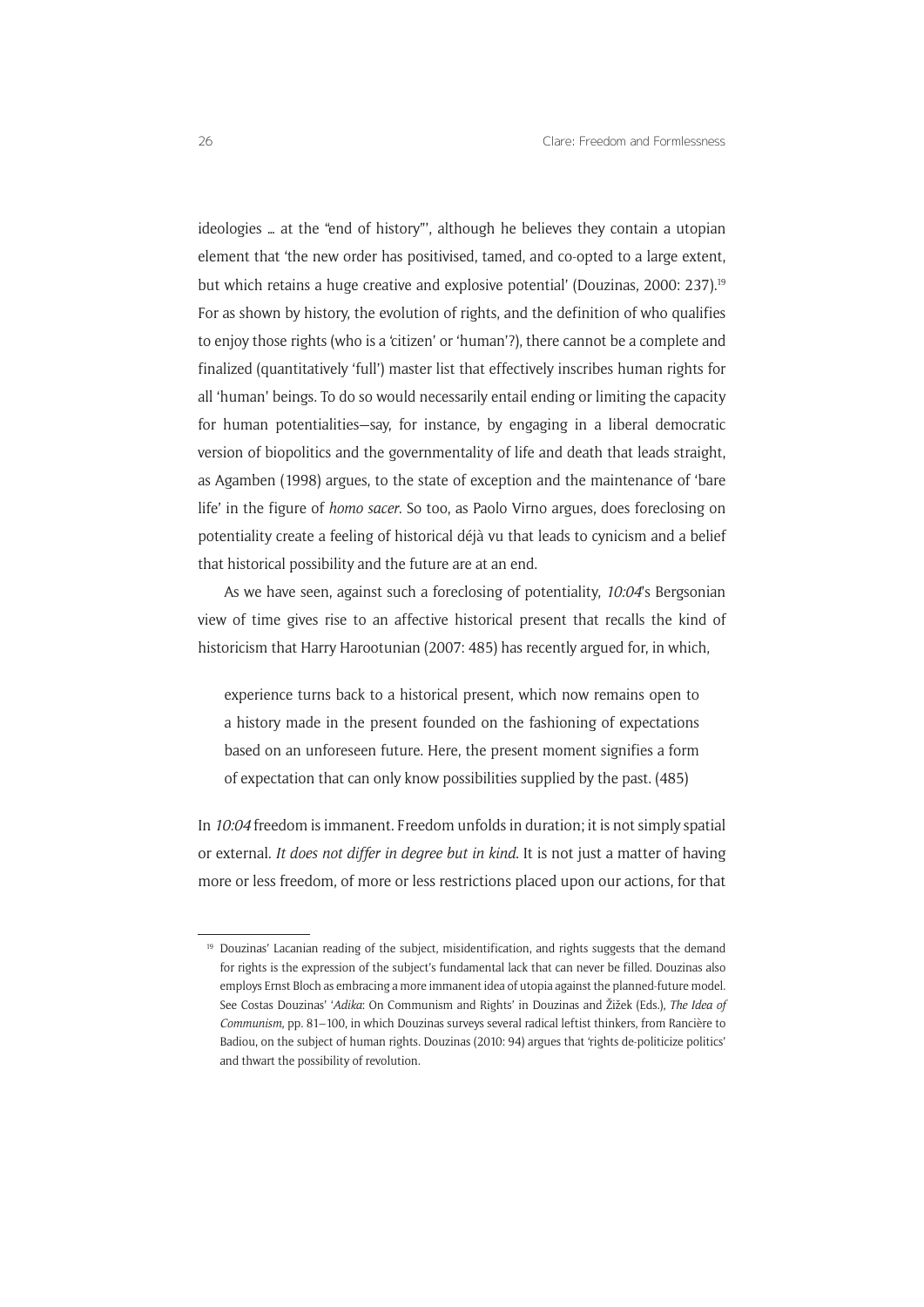ideologies … at the "end of history"', although he believes they contain a utopian element that 'the new order has positivised, tamed, and co-opted to a large extent, but which retains a huge creative and explosive potential' (Douzinas, 2000: 237).[19] For as shown by history, the evolution of rights, and the definition of who qualifies to enjoy those rights (who is a 'citizen' or 'human'?), there cannot be a complete and finalized (quantitatively 'full') master list that effectively inscribes human rights for all 'human' beings. To do so would necessarily entail ending or limiting the capacity for human potentialities—say, for instance, by engaging in a liberal democratic version of biopolitics and the governmentality of life and death that leads straight, as Agamben (1998) argues, to the state of exception and the maintenance of 'bare life' in the figure of *homo sacer*. So too, as Paolo Virno argues, does foreclosing on potentiality create a feeling of historical déjà vu that leads to cynicism and a belief that historical possibility and the future are at an end.

As we have seen, against such a foreclosing of potentiality, *10:04*'s Bergsonian view of time gives rise to an affective historical present that recalls the kind of historicism that Harry Harootunian (2007: 485) has recently argued for, in which,

> experience turns back to a historical present, which now remains open to a history made in the present founded on the fashioning of expectations based on an unforeseen future. Here, the present moment signifies a form of expectation that can only know possibilities supplied by the past. (485)

In *10:04* freedom is immanent. Freedom unfolds in duration; it is not simply spatial or external. *It does not differ in degree but in kind*. It is not just a matter of having more or less freedom, of more or less restrictions placed upon our actions, for that

[19] Douzinas' Lacanian reading of the subject, misidentification, and rights suggests that the demand for rights is the expression of the subject's fundamental lack that can never be filled. Douzinas also employs Ernst Bloch as embracing a more immanent idea of utopia against the planned-future model. See Costas Douzinas' '*Adika*: On Communism and Rights' in Douzinas and Žižek (Eds.), *The Idea of Communism*, pp. 81–100, in which Douzinas surveys several radical leftist thinkers, from Rancière to Badiou, on the subject of human rights. Douzinas (2010: 94) argues that 'rights de-politicize politics' and thwart the possibility of revolution.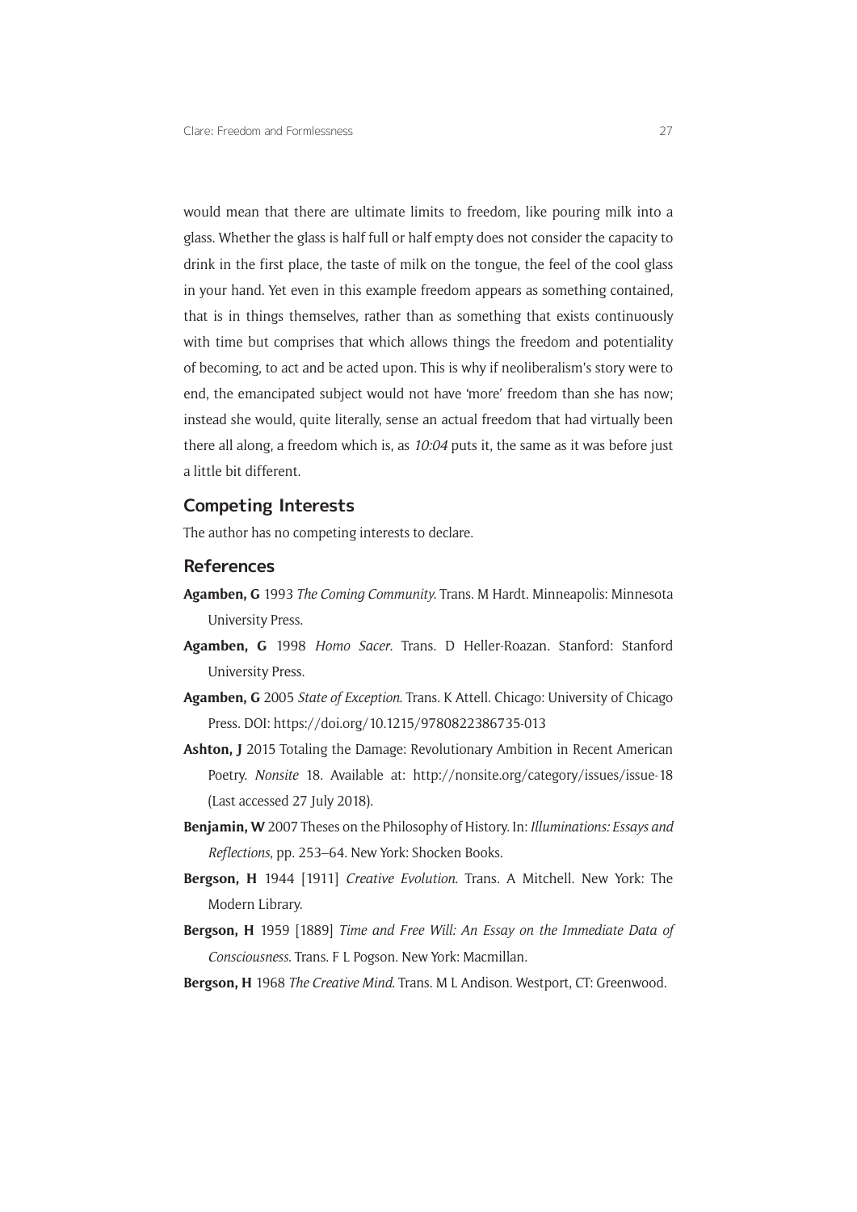would mean that there are ultimate limits to freedom, like pouring milk into a glass. Whether the glass is half full or half empty does not consider the capacity to drink in the first place, the taste of milk on the tongue, the feel of the cool glass in your hand. Yet even in this example freedom appears as something contained, that is in things themselves, rather than as something that exists continuously with time but comprises that which allows things the freedom and potentiality of becoming, to act and be acted upon. This is why if neoliberalism's story were to end, the emancipated subject would not have 'more' freedom than she has now; instead she would, quite literally, sense an actual freedom that had virtually been there all along, a freedom which is, as *10:04* puts it, the same as it was before just a little bit different.

## Competing Interests

The author has no competing interests to declare.

## References

**Agamben, G** 1993 *The Coming Community*. Trans. M Hardt. Minneapolis: Minnesota University Press.

**Agamben, G** 1998 *Homo Sacer*. Trans. D Heller-Roazan. Stanford: Stanford University Press.

**Agamben, G** 2005 *State of Exception*. Trans. K Attell. Chicago: University of Chicago Press. DOI: https://doi.org/10.1215/9780822386735-013

**Ashton, J** 2015 Totaling the Damage: Revolutionary Ambition in Recent American Poetry. *Nonsite* 18. Available at: http://nonsite.org/category/issues/issue-18 (Last accessed 27 July 2018).

**Benjamin, W** 2007 Theses on the Philosophy of History. In: *Illuminations: Essays and Reflections*, pp. 253–64. New York: Shocken Books.

**Bergson, H** 1944 [1911] *Creative Evolution*. Trans. A Mitchell. New York: The Modern Library.

**Bergson, H** 1959 [1889] *Time and Free Will: An Essay on the Immediate Data of Consciousness*. Trans. F L Pogson. New York: Macmillan.

**Bergson, H** 1968 *The Creative Mind*. Trans. M L Andison. Westport, CT: Greenwood.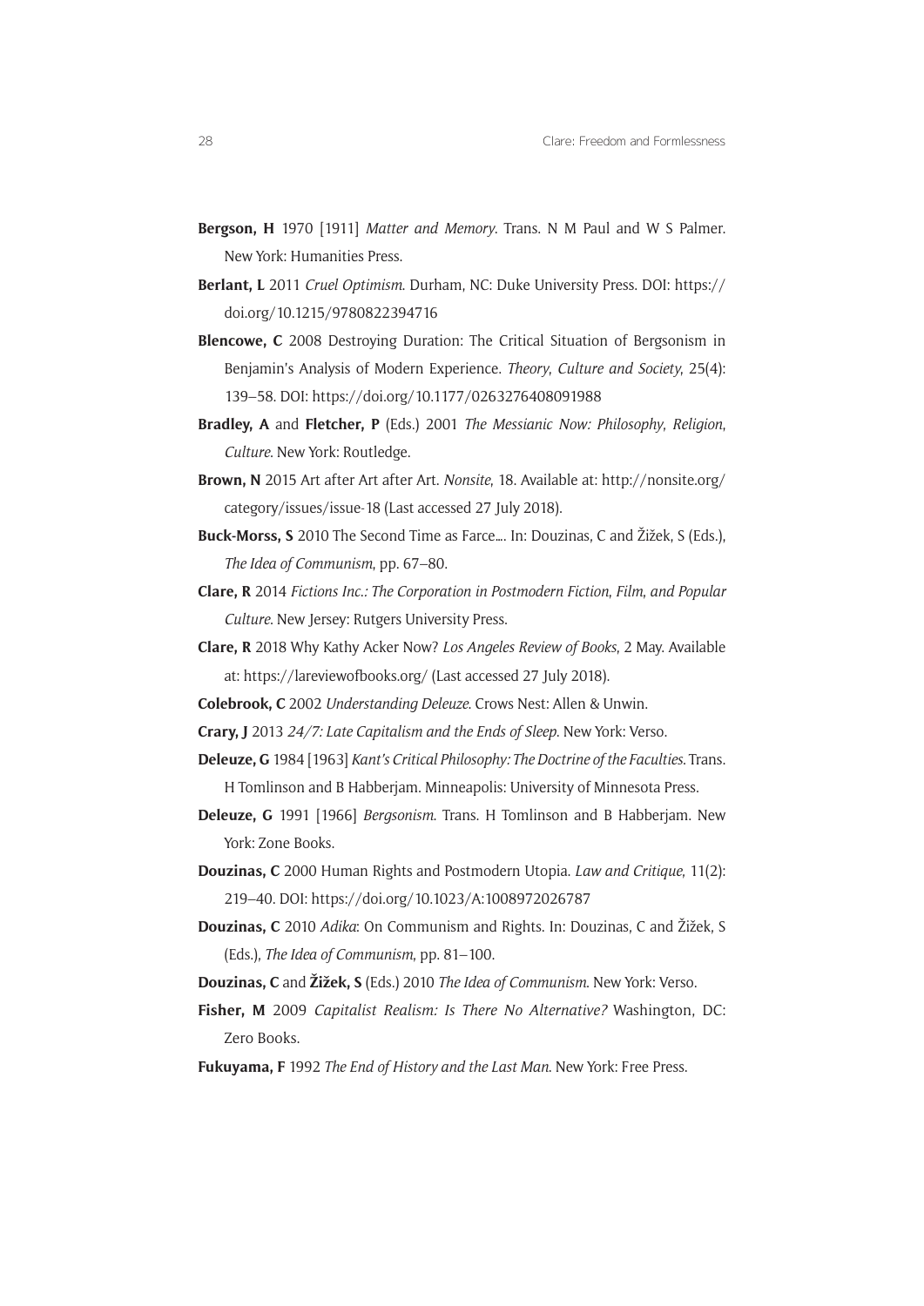**Bergson, H** 1970 [1911] *Matter and Memory*. Trans. N M Paul and W S Palmer. New York: Humanities Press.

**Berlant, L** 2011 *Cruel Optimism*. Durham, NC: Duke University Press. DOI: https://doi.org/10.1215/9780822394716

**Blencowe, C** 2008 Destroying Duration: The Critical Situation of Bergsonism in Benjamin's Analysis of Modern Experience. *Theory, Culture and Society*, 25(4): 139–58. DOI: https://doi.org/10.1177/0263276408091988

**Bradley, A** and **Fletcher, P** (Eds.) 2001 *The Messianic Now: Philosophy, Religion, Culture*. New York: Routledge.

**Brown, N** 2015 Art after Art after Art. *Nonsite*, 18. Available at: http://nonsite.org/category/issues/issue-18 (Last accessed 27 July 2018).

**Buck-Morss, S** 2010 The Second Time as Farce.... In: Douzinas, C and Žižek, S (Eds.), *The Idea of Communism*, pp. 67–80.

**Clare, R** 2014 *Fictions Inc.: The Corporation in Postmodern Fiction, Film, and Popular Culture*. New Jersey: Rutgers University Press.

**Clare, R** 2018 Why Kathy Acker Now? *Los Angeles Review of Books*, 2 May. Available at: https://lareviewofbooks.org/ (Last accessed 27 July 2018).

**Colebrook, C** 2002 *Understanding Deleuze*. Crows Nest: Allen & Unwin.

**Crary, J** 2013 *24/7: Late Capitalism and the Ends of Sleep*. New York: Verso.

**Deleuze, G** 1984 [1963] *Kant's Critical Philosophy: The Doctrine of the Faculties*. Trans. H Tomlinson and B Habberjam. Minneapolis: University of Minnesota Press.

**Deleuze, G** 1991 [1966] *Bergsonism*. Trans. H Tomlinson and B Habberjam. New York: Zone Books.

**Douzinas, C** 2000 Human Rights and Postmodern Utopia. *Law and Critique*, 11(2): 219–40. DOI: https://doi.org/10.1023/A:1008972026787

**Douzinas, C** 2010 *Adika*: On Communism and Rights. In: Douzinas, C and Žižek, S (Eds.), *The Idea of Communism*, pp. 81–100.

**Douzinas, C** and **Žižek, S** (Eds.) 2010 *The Idea of Communism*. New York: Verso.

**Fisher, M** 2009 *Capitalist Realism: Is There No Alternative?* Washington, DC: Zero Books.

**Fukuyama, F** 1992 *The End of History and the Last Man*. New York: Free Press.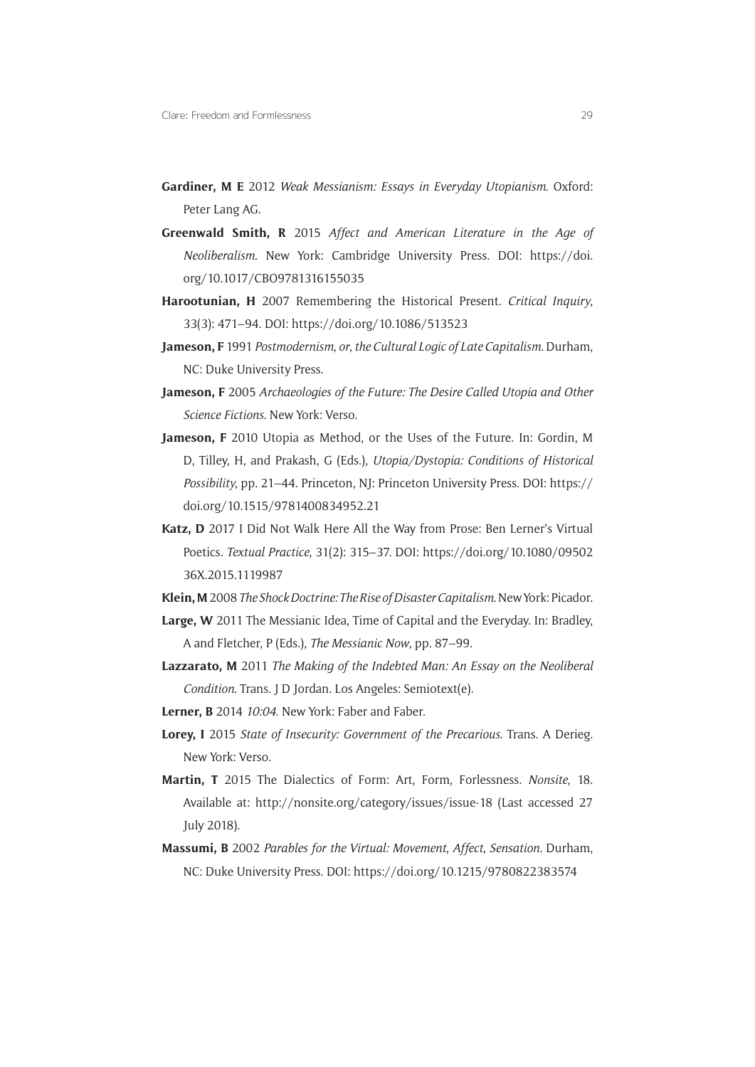**Gardiner, M E** 2012 *Weak Messianism: Essays in Everyday Utopianism*. Oxford: Peter Lang AG.

**Greenwald Smith, R** 2015 *Affect and American Literature in the Age of Neoliberalism*. New York: Cambridge University Press. DOI: https://doi.org/10.1017/CBO9781316155035

**Harootunian, H** 2007 Remembering the Historical Present. *Critical Inquiry*, 33(3): 471–94. DOI: https://doi.org/10.1086/513523

**Jameson, F** 1991 *Postmodernism, or, the Cultural Logic of Late Capitalism*. Durham, NC: Duke University Press.

**Jameson, F** 2005 *Archaeologies of the Future: The Desire Called Utopia and Other Science Fictions*. New York: Verso.

**Jameson, F** 2010 Utopia as Method, or the Uses of the Future. In: Gordin, M D, Tilley, H, and Prakash, G (Eds.), *Utopia/Dystopia: Conditions of Historical Possibility*, pp. 21–44. Princeton, NJ: Princeton University Press. DOI: https://doi.org/10.1515/9781400834952.21

**Katz, D** 2017 I Did Not Walk Here All the Way from Prose: Ben Lerner's Virtual Poetics. *Textual Practice*, 31(2): 315–37. DOI: https://doi.org/10.1080/0950236X.2015.1119987

**Klein, M** 2008 *The Shock Doctrine: The Rise of Disaster Capitalism*. New York: Picador.

**Large, W** 2011 The Messianic Idea, Time of Capital and the Everyday. In: Bradley, A and Fletcher, P (Eds.), *The Messianic Now*, pp. 87–99.

**Lazzarato, M** 2011 *The Making of the Indebted Man: An Essay on the Neoliberal Condition*. Trans. J D Jordan. Los Angeles: Semiotext(e).

**Lerner, B** 2014 *10:04*. New York: Faber and Faber.

**Lorey, I** 2015 *State of Insecurity: Government of the Precarious*. Trans. A Derieg. New York: Verso.

**Martin, T** 2015 The Dialectics of Form: Art, Form, Forlessness. *Nonsite*, 18. Available at: http://nonsite.org/category/issues/issue-18 (Last accessed 27 July 2018).

**Massumi, B** 2002 *Parables for the Virtual: Movement, Affect, Sensation*. Durham, NC: Duke University Press. DOI: https://doi.org/10.1215/9780822383574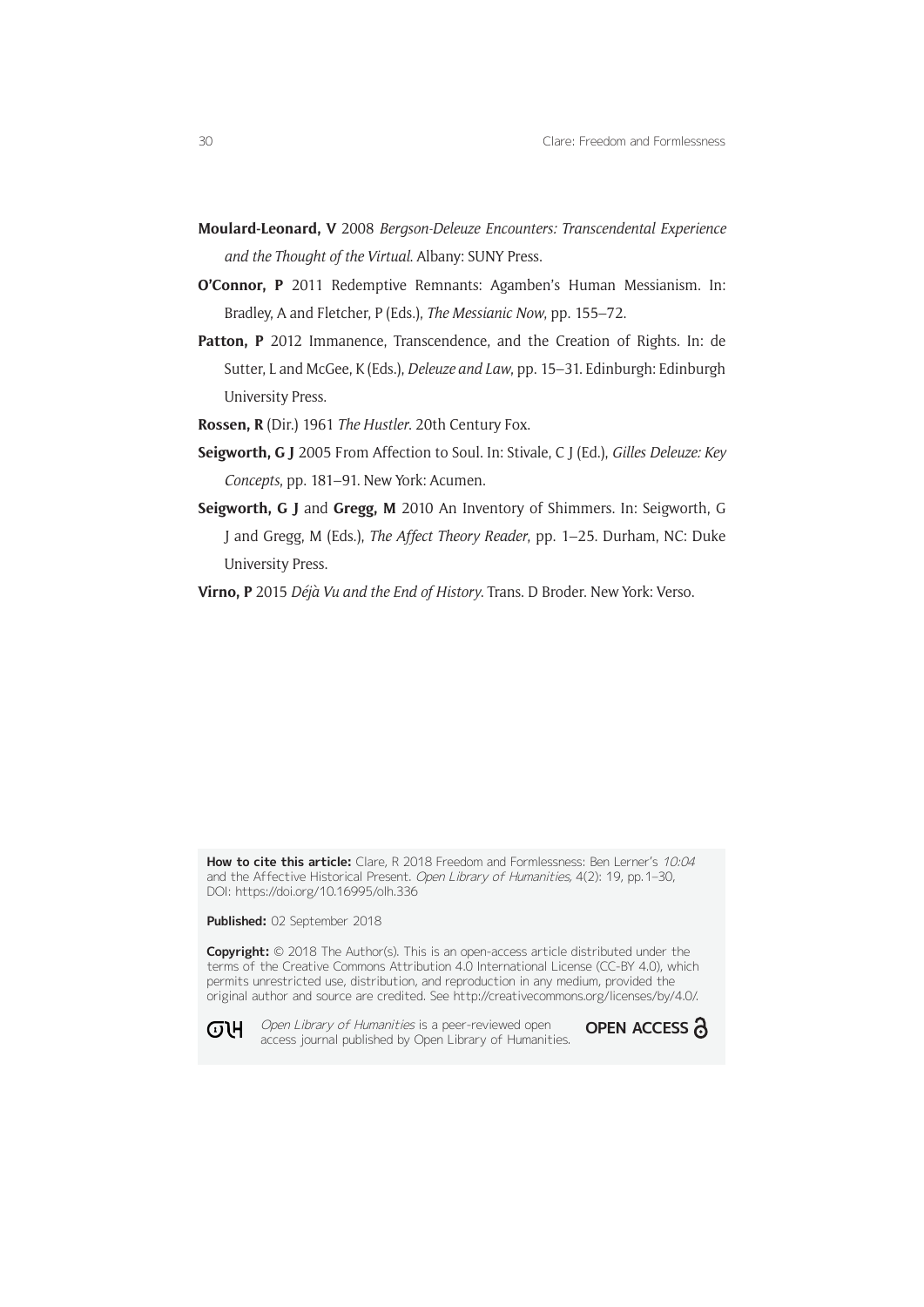**Moulard-Leonard, V** 2008 *Bergson-Deleuze Encounters: Transcendental Experience and the Thought of the Virtual*. Albany: SUNY Press.

**O'Connor, P** 2011 Redemptive Remnants: Agamben's Human Messianism. In: Bradley, A and Fletcher, P (Eds.), *The Messianic Now*, pp. 155–72.

**Patton, P** 2012 Immanence, Transcendence, and the Creation of Rights. In: de Sutter, L and McGee, K (Eds.), *Deleuze and Law*, pp. 15–31. Edinburgh: Edinburgh University Press.

**Rossen, R** (Dir.) 1961 *The Hustler*. 20th Century Fox.

**Seigworth, G J** 2005 From Affection to Soul. In: Stivale, C J (Ed.), *Gilles Deleuze: Key Concepts*, pp. 181–91. New York: Acumen.

**Seigworth, G J** and **Gregg, M** 2010 An Inventory of Shimmers. In: Seigworth, G J and Gregg, M (Eds.), *The Affect Theory Reader*, pp. 1–25. Durham, NC: Duke University Press.

**Virno, P** 2015 *Déjà Vu and the End of History*. Trans. D Broder. New York: Verso.

**How to cite this article:** Clare, R 2018 Freedom and Formlessness: Ben Lerner's *10:04* and the Affective Historical Present. *Open Library of Humanities*, 4(2): 19, pp. 1–30, DOI: https://doi.org/10.16995/olh.336

**Published:** 02 September 2018

**Copyright:** © 2018 The Author(s). This is an open-access article distributed under the terms of the Creative Commons Attribution 4.0 International License (CC-BY 4.0), which permits unrestricted use, distribution, and reproduction in any medium, provided the original author and source are credited. See http://creativecommons.org/licenses/by/4.0/.

*Open Library of Humanities* is a peer-reviewed open access journal published by Open Library of Humanities.

**OPEN ACCESS**